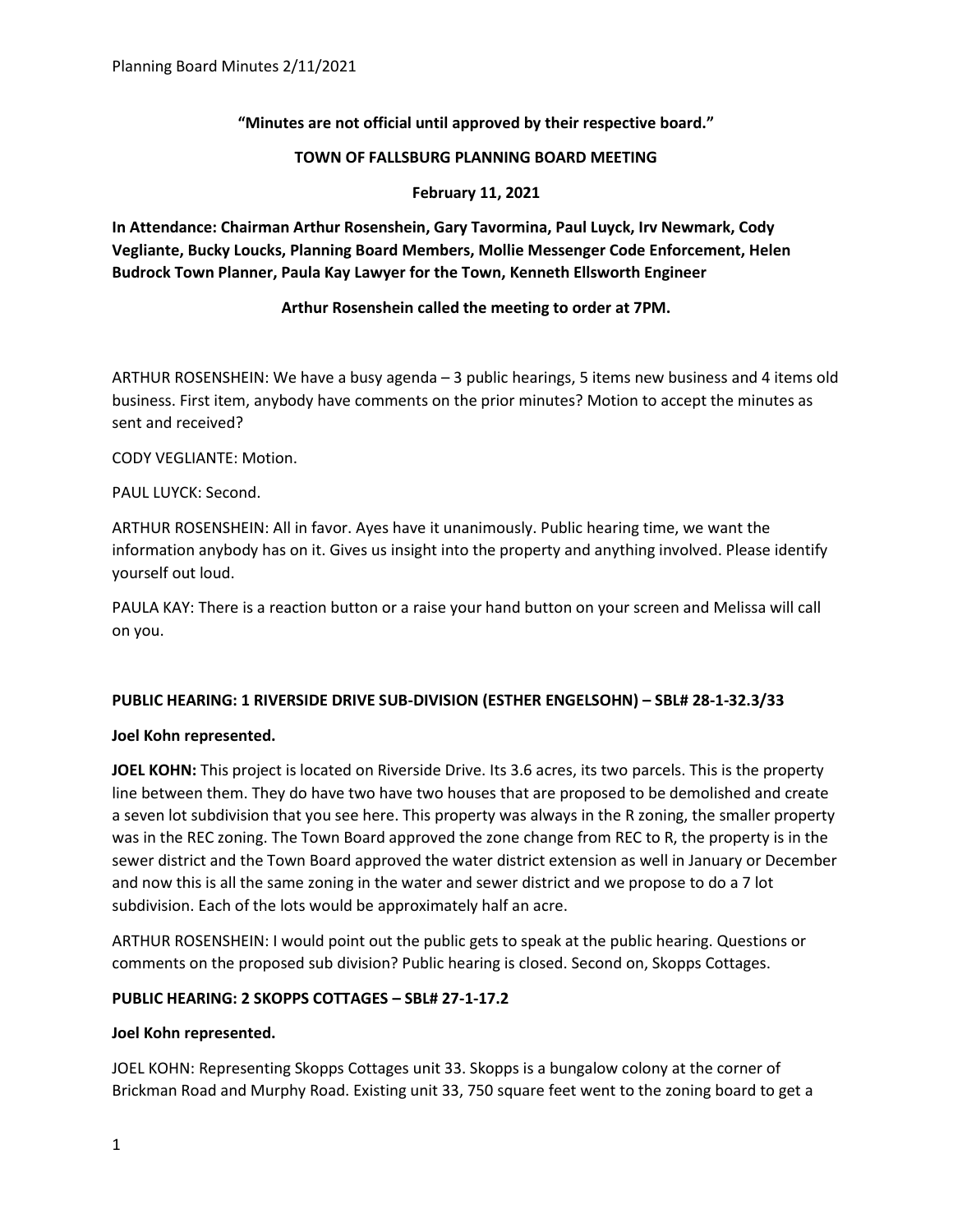**"Minutes are not official until approved by their respective board."**

**TOWN OF FALLSBURG PLANNING BOARD MEETING**

**February 11, 2021**

**In Attendance: Chairman Arthur Rosenshein, Gary Tavormina, Paul Luyck, Irv Newmark, Cody Vegliante, Bucky Loucks, Planning Board Members, Mollie Messenger Code Enforcement, Helen Budrock Town Planner, Paula Kay Lawyer for the Town, Kenneth Ellsworth Engineer**

**Arthur Rosenshein called the meeting to order at 7PM.**

ARTHUR ROSENSHEIN: We have a busy agenda – 3 public hearings, 5 items new business and 4 items old business. First item, anybody have comments on the prior minutes? Motion to accept the minutes as sent and received?

CODY VEGLIANTE: Motion.

PAUL LUYCK: Second.

ARTHUR ROSENSHEIN: All in favor. Ayes have it unanimously. Public hearing time, we want the information anybody has on it. Gives us insight into the property and anything involved. Please identify yourself out loud.

PAULA KAY: There is a reaction button or a raise your hand button on your screen and Melissa will call on you.

**PUBLIC HEARING: 1 RIVERSIDE DRIVE SUB-DIVISION (ESTHER ENGELSOHN) – SBL# 28-1-32.3/33**

**Joel Kohn represented.**

**JOEL KOHN:** This project is located on Riverside Drive. Its 3.6 acres, its two parcels. This is the property line between them. They do have two have two houses that are proposed to be demolished and create a seven lot subdivision that you see here. This property was always in the R zoning, the smaller property was in the REC zoning. The Town Board approved the zone change from REC to R, the property is in the sewer district and the Town Board approved the water district extension as well in January or December and now this is all the same zoning in the water and sewer district and we propose to do a 7 lot subdivision. Each of the lots would be approximately half an acre.

ARTHUR ROSENSHEIN: I would point out the public gets to speak at the public hearing. Questions or comments on the proposed sub division? Public hearing is closed. Second on, Skopps Cottages.

**PUBLIC HEARING: 2 SKOPPS COTTAGES – SBL# 27-1-17.2**

**Joel Kohn represented.**

JOEL KOHN: Representing Skopps Cottages unit 33. Skopps is a bungalow colony at the corner of Brickman Road and Murphy Road. Existing unit 33, 750 square feet went to the zoning board to get a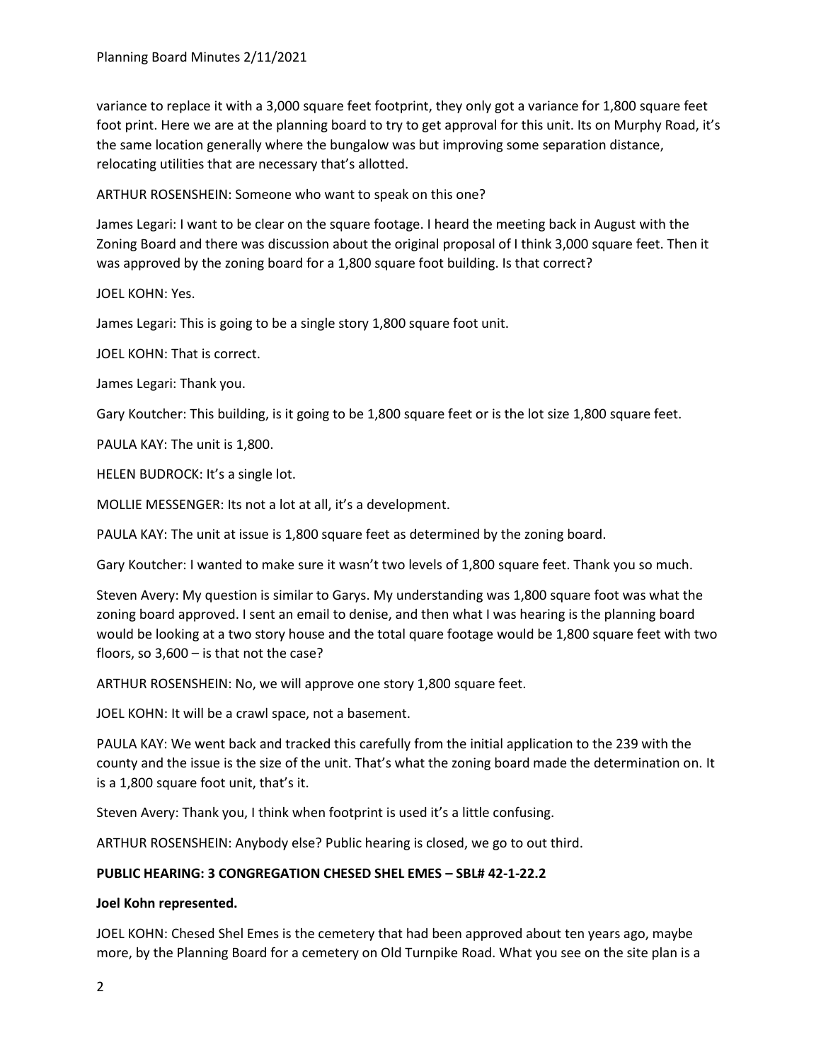variance to replace it with a 3,000 square feet footprint, they only got a variance for 1,800 square feet foot print. Here we are at the planning board to try to get approval for this unit. Its on Murphy Road, it's the same location generally where the bungalow was but improving some separation distance, relocating utilities that are necessary that's allotted.

ARTHUR ROSENSHEIN: Someone who want to speak on this one?

James Legari: I want to be clear on the square footage. I heard the meeting back in August with the Zoning Board and there was discussion about the original proposal of I think 3,000 square feet. Then it was approved by the zoning board for a 1,800 square foot building. Is that correct?

JOEL KOHN: Yes.

James Legari: This is going to be a single story 1,800 square foot unit.

JOEL KOHN: That is correct.

James Legari: Thank you.

Gary Koutcher: This building, is it going to be 1,800 square feet or is the lot size 1,800 square feet.

PAULA KAY: The unit is 1,800.

HELEN BUDROCK: It's a single lot.

MOLLIE MESSENGER: Its not a lot at all, it's a development.

PAULA KAY: The unit at issue is 1,800 square feet as determined by the zoning board.

Gary Koutcher: I wanted to make sure it wasn't two levels of 1,800 square feet. Thank you so much.

Steven Avery: My question is similar to Garys. My understanding was 1,800 square foot was what the zoning board approved. I sent an email to denise, and then what I was hearing is the planning board would be looking at a two story house and the total quare footage would be 1,800 square feet with two floors, so 3,600 – is that not the case?

ARTHUR ROSENSHEIN: No, we will approve one story 1,800 square feet.

JOEL KOHN: It will be a crawl space, not a basement.

PAULA KAY: We went back and tracked this carefully from the initial application to the 239 with the county and the issue is the size of the unit. That's what the zoning board made the determination on. It is a 1,800 square foot unit, that's it.

Steven Avery: Thank you, I think when footprint is used it's a little confusing.

ARTHUR ROSENSHEIN: Anybody else? Public hearing is closed, we go to out third.

**PUBLIC HEARING: 3 CONGREGATION CHESED SHEL EMES – SBL# 42-1-22.2**

**Joel Kohn represented.**

JOEL KOHN: Chesed Shel Emes is the cemetery that had been approved about ten years ago, maybe more, by the Planning Board for a cemetery on Old Turnpike Road. What you see on the site plan is a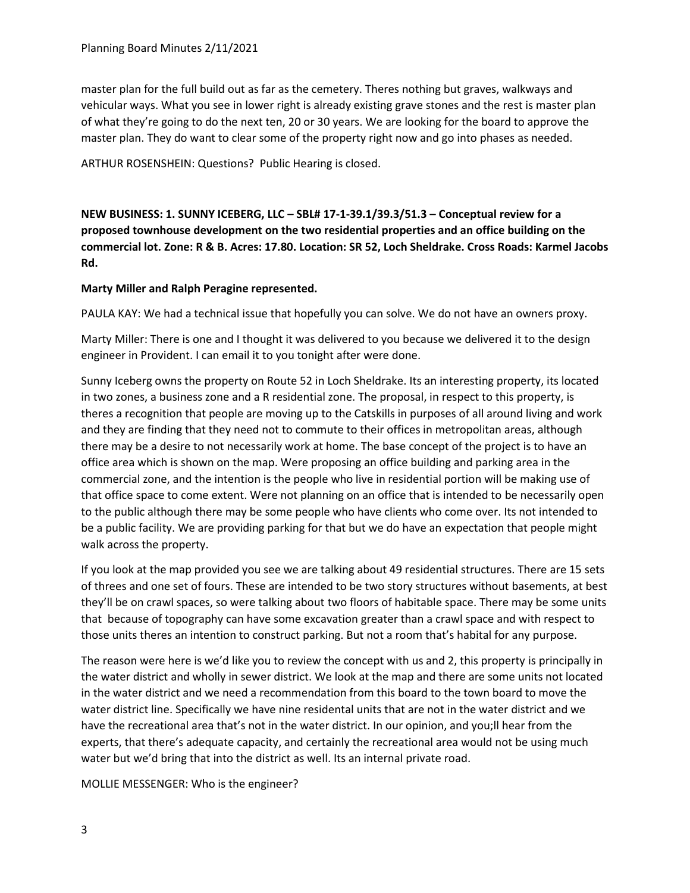master plan for the full build out as far as the cemetery. Theres nothing but graves, walkways and vehicular ways. What you see in lower right is already existing grave stones and the rest is master plan of what they're going to do the next ten, 20 or 30 years. We are looking for the board to approve the master plan. They do want to clear some of the property right now and go into phases as needed.

ARTHUR ROSENSHEIN: Questions? Public Hearing is closed.

**NEW BUSINESS: 1. SUNNY ICEBERG, LLC – SBL# 17-1-39.1/39.3/51.3 – Conceptual review for a proposed townhouse development on the two residential properties and an office building on the commercial lot. Zone: R & B. Acres: 17.80. Location: SR 52, Loch Sheldrake. Cross Roads: Karmel Jacobs Rd.**

**Marty Miller and Ralph Peragine represented.**

PAULA KAY: We had a technical issue that hopefully you can solve. We do not have an owners proxy.

Marty Miller: There is one and I thought it was delivered to you because we delivered it to the design engineer in Provident. I can email it to you tonight after were done.

Sunny Iceberg owns the property on Route 52 in Loch Sheldrake. Its an interesting property, its located in two zones, a business zone and a R residential zone. The proposal, in respect to this property, is theres a recognition that people are moving up to the Catskills in purposes of all around living and work and they are finding that they need not to commute to their offices in metropolitan areas, although there may be a desire to not necessarily work at home. The base concept of the project is to have an office area which is shown on the map. Were proposing an office building and parking area in the commercial zone, and the intention is the people who live in residential portion will be making use of that office space to come extent. Were not planning on an office that is intended to be necessarily open to the public although there may be some people who have clients who come over. Its not intended to be a public facility. We are providing parking for that but we do have an expectation that people might walk across the property.

If you look at the map provided you see we are talking about 49 residential structures. There are 15 sets of threes and one set of fours. These are intended to be two story structures without basements, at best they'll be on crawl spaces, so were talking about two floors of habitable space. There may be some units that because of topography can have some excavation greater than a crawl space and with respect to those units theres an intention to construct parking. But not a room that's habital for any purpose.

The reason were here is we'd like you to review the concept with us and 2, this property is principally in the water district and wholly in sewer district. We look at the map and there are some units not located in the water district and we need a recommendation from this board to the town board to move the water district line. Specifically we have nine residental units that are not in the water district and we have the recreational area that's not in the water district. In our opinion, and you;ll hear from the experts, that there's adequate capacity, and certainly the recreational area would not be using much water but we'd bring that into the district as well. Its an internal private road.

MOLLIE MESSENGER: Who is the engineer?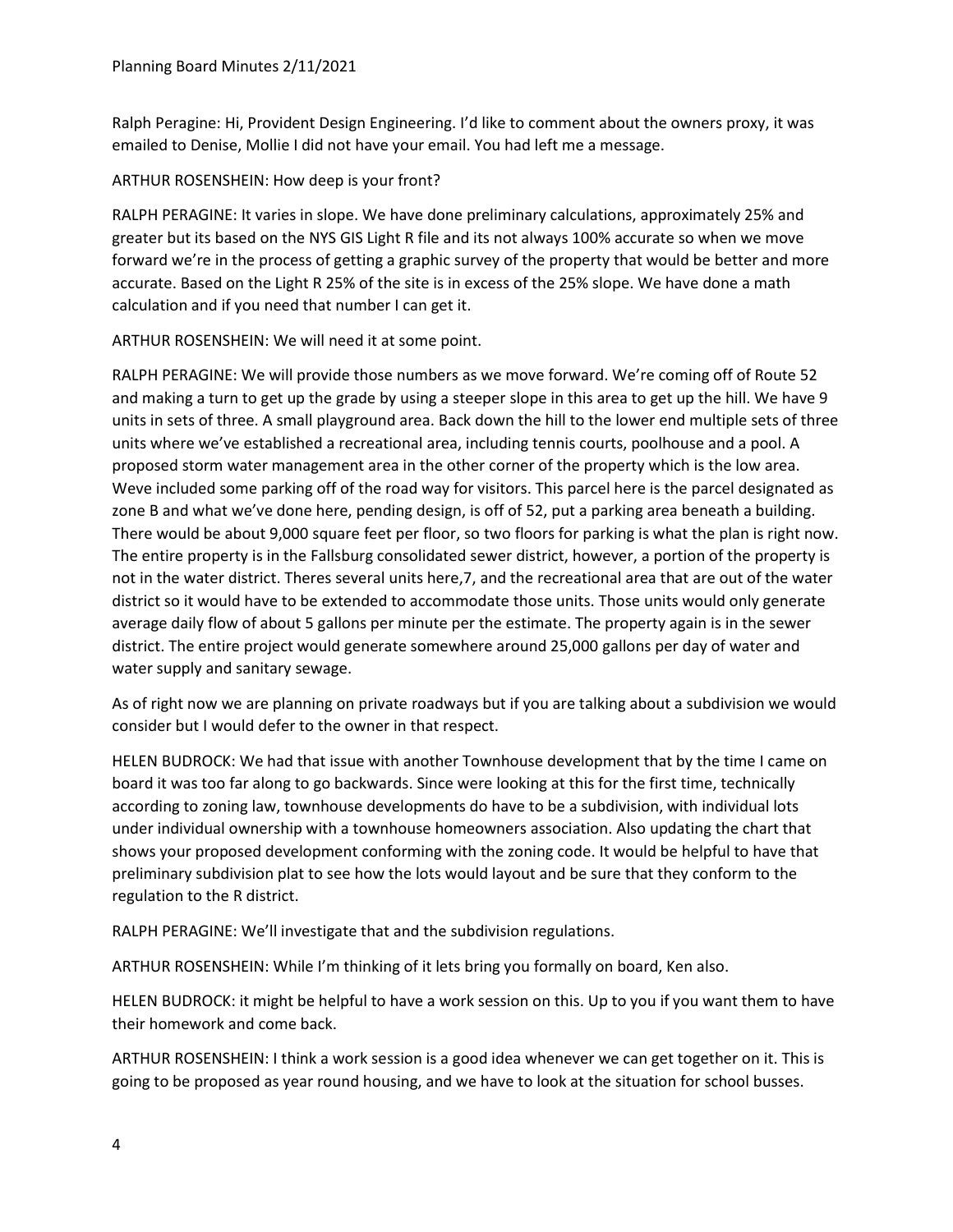Ralph Peragine: Hi, Provident Design Engineering. I'd like to comment about the owners proxy, it was emailed to Denise, Mollie I did not have your email. You had left me a message.

ARTHUR ROSENSHEIN: How deep is your front?

RALPH PERAGINE: It varies in slope. We have done preliminary calculations, approximately 25% and greater but its based on the NYS GIS Light R file and its not always 100% accurate so when we move forward we're in the process of getting a graphic survey of the property that would be better and more accurate. Based on the Light R 25% of the site is in excess of the 25% slope. We have done a math calculation and if you need that number I can get it.

ARTHUR ROSENSHEIN: We will need it at some point.

RALPH PERAGINE: We will provide those numbers as we move forward. We're coming off of Route 52 and making a turn to get up the grade by using a steeper slope in this area to get up the hill. We have 9 units in sets of three. A small playground area. Back down the hill to the lower end multiple sets of three units where we've established a recreational area, including tennis courts, poolhouse and a pool. A proposed storm water management area in the other corner of the property which is the low area. Weve included some parking off of the road way for visitors. This parcel here is the parcel designated as zone B and what we've done here, pending design, is off of 52, put a parking area beneath a building. There would be about 9,000 square feet per floor, so two floors for parking is what the plan is right now. The entire property is in the Fallsburg consolidated sewer district, however, a portion of the property is not in the water district. Theres several units here,7, and the recreational area that are out of the water district so it would have to be extended to accommodate those units. Those units would only generate average daily flow of about 5 gallons per minute per the estimate. The property again is in the sewer district. The entire project would generate somewhere around 25,000 gallons per day of water and water supply and sanitary sewage.

As of right now we are planning on private roadways but if you are talking about a subdivision we would consider but I would defer to the owner in that respect.

HELEN BUDROCK: We had that issue with another Townhouse development that by the time I came on board it was too far along to go backwards. Since were looking at this for the first time, technically according to zoning law, townhouse developments do have to be a subdivision, with individual lots under individual ownership with a townhouse homeowners association. Also updating the chart that shows your proposed development conforming with the zoning code. It would be helpful to have that preliminary subdivision plat to see how the lots would layout and be sure that they conform to the regulation to the R district.

RALPH PERAGINE: We'll investigate that and the subdivision regulations.

ARTHUR ROSENSHEIN: While I'm thinking of it lets bring you formally on board, Ken also.

HELEN BUDROCK: it might be helpful to have a work session on this. Up to you if you want them to have their homework and come back.

ARTHUR ROSENSHEIN: I think a work session is a good idea whenever we can get together on it. This is going to be proposed as year round housing, and we have to look at the situation for school busses.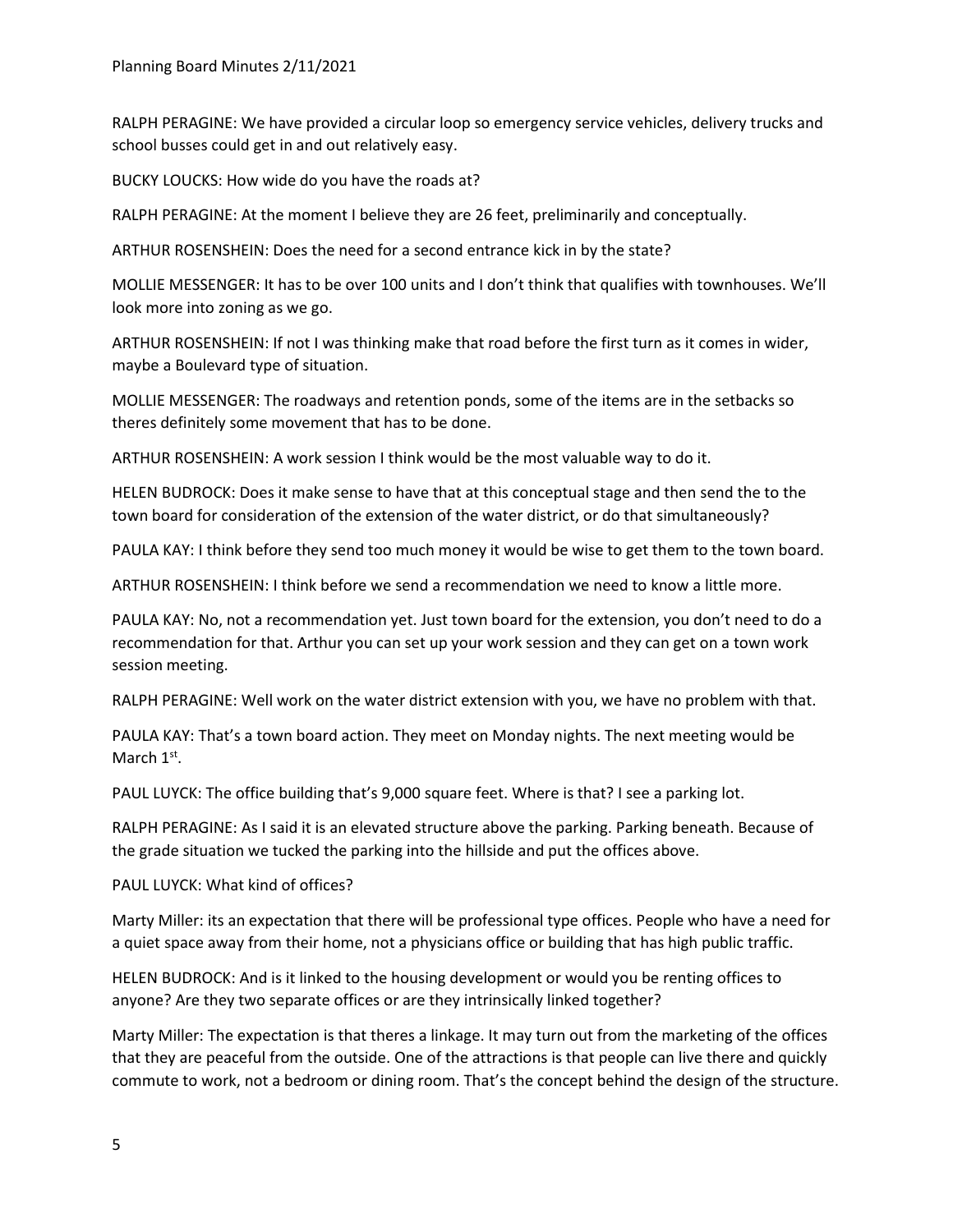RALPH PERAGINE: We have provided a circular loop so emergency service vehicles, delivery trucks and school busses could get in and out relatively easy.

BUCKY LOUCKS: How wide do you have the roads at?

RALPH PERAGINE: At the moment I believe they are 26 feet, preliminarily and conceptually.

ARTHUR ROSENSHEIN: Does the need for a second entrance kick in by the state?

MOLLIE MESSENGER: It has to be over 100 units and I don't think that qualifies with townhouses. We'll look more into zoning as we go.

ARTHUR ROSENSHEIN: If not I was thinking make that road before the first turn as it comes in wider, maybe a Boulevard type of situation.

MOLLIE MESSENGER: The roadways and retention ponds, some of the items are in the setbacks so theres definitely some movement that has to be done.

ARTHUR ROSENSHEIN: A work session I think would be the most valuable way to do it.

HELEN BUDROCK: Does it make sense to have that at this conceptual stage and then send the to the town board for consideration of the extension of the water district, or do that simultaneously?

PAULA KAY: I think before they send too much money it would be wise to get them to the town board.

ARTHUR ROSENSHEIN: I think before we send a recommendation we need to know a little more.

PAULA KAY: No, not a recommendation yet. Just town board for the extension, you don't need to do a recommendation for that. Arthur you can set up your work session and they can get on a town work session meeting.

RALPH PERAGINE: Well work on the water district extension with you, we have no problem with that.

PAULA KAY: That's a town board action. They meet on Monday nights. The next meeting would be March 1st.

PAUL LUYCK: The office building that's 9,000 square feet. Where is that? I see a parking lot.

RALPH PERAGINE: As I said it is an elevated structure above the parking. Parking beneath. Because of the grade situation we tucked the parking into the hillside and put the offices above.

PAUL LUYCK: What kind of offices?

Marty Miller: its an expectation that there will be professional type offices. People who have a need for a quiet space away from their home, not a physicians office or building that has high public traffic.

HELEN BUDROCK: And is it linked to the housing development or would you be renting offices to anyone? Are they two separate offices or are they intrinsically linked together?

Marty Miller: The expectation is that theres a linkage. It may turn out from the marketing of the offices that they are peaceful from the outside. One of the attractions is that people can live there and quickly commute to work, not a bedroom or dining room. That's the concept behind the design of the structure.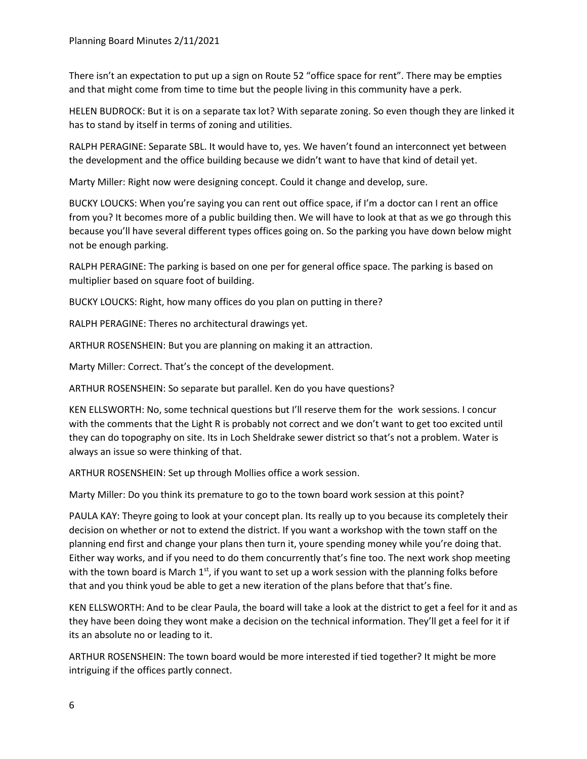There isn't an expectation to put up a sign on Route 52 "office space for rent". There may be empties and that might come from time to time but the people living in this community have a perk.

HELEN BUDROCK: But it is on a separate tax lot? With separate zoning. So even though they are linked it has to stand by itself in terms of zoning and utilities.

RALPH PERAGINE: Separate SBL. It would have to, yes. We haven't found an interconnect yet between the development and the office building because we didn't want to have that kind of detail yet.

Marty Miller: Right now were designing concept. Could it change and develop, sure.

BUCKY LOUCKS: When you're saying you can rent out office space, if I'm a doctor can I rent an office from you? It becomes more of a public building then. We will have to look at that as we go through this because you'll have several different types offices going on. So the parking you have down below might not be enough parking.

RALPH PERAGINE: The parking is based on one per for general office space. The parking is based on multiplier based on square foot of building.

BUCKY LOUCKS: Right, how many offices do you plan on putting in there?

RALPH PERAGINE: Theres no architectural drawings yet.

ARTHUR ROSENSHEIN: But you are planning on making it an attraction.

Marty Miller: Correct. That's the concept of the development.

ARTHUR ROSENSHEIN: So separate but parallel. Ken do you have questions?

KEN ELLSWORTH: No, some technical questions but I'll reserve them for the work sessions. I concur with the comments that the Light R is probably not correct and we don't want to get too excited until they can do topography on site. Its in Loch Sheldrake sewer district so that's not a problem. Water is always an issue so were thinking of that.

ARTHUR ROSENSHEIN: Set up through Mollies office a work session.

Marty Miller: Do you think its premature to go to the town board work session at this point?

PAULA KAY: Theyre going to look at your concept plan. Its really up to you because its completely their decision on whether or not to extend the district. If you want a workshop with the town staff on the planning end first and change your plans then turn it, youre spending money while you're doing that. Either way works, and if you need to do them concurrently that's fine too. The next work shop meeting with the town board is March 1st, if you want to set up a work session with the planning folks before that and you think youd be able to get a new iteration of the plans before that that's fine.

KEN ELLSWORTH: And to be clear Paula, the board will take a look at the district to get a feel for it and as they have been doing they wont make a decision on the technical information. They'll get a feel for it if its an absolute no or leading to it.

ARTHUR ROSENSHEIN: The town board would be more interested if tied together? It might be more intriguing if the offices partly connect.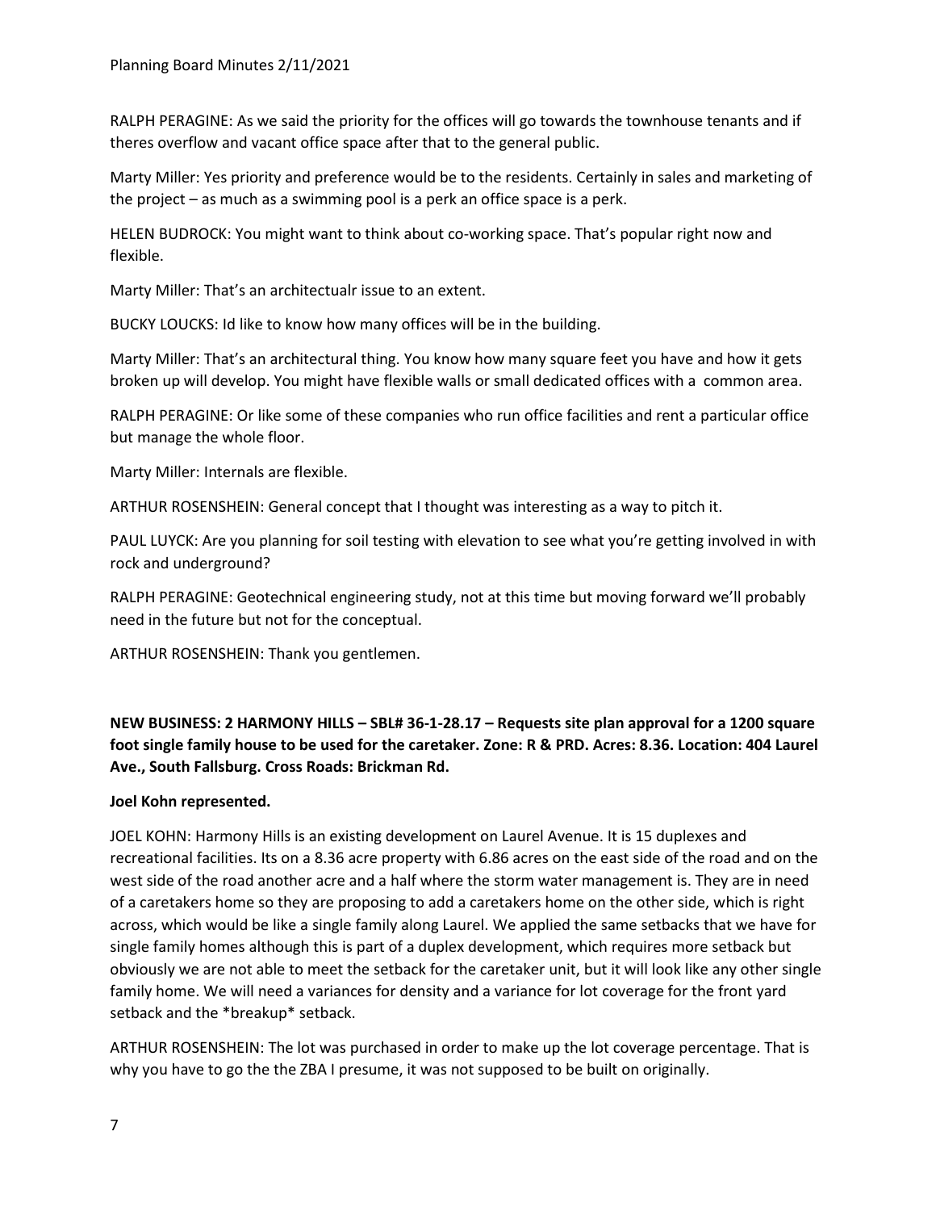RALPH PERAGINE: As we said the priority for the offices will go towards the townhouse tenants and if theres overflow and vacant office space after that to the general public.

Marty Miller: Yes priority and preference would be to the residents. Certainly in sales and marketing of the project – as much as a swimming pool is a perk an office space is a perk.

HELEN BUDROCK: You might want to think about co-working space. That's popular right now and flexible.

Marty Miller: That's an architectualr issue to an extent.

BUCKY LOUCKS: Id like to know how many offices will be in the building.

Marty Miller: That's an architectural thing. You know how many square feet you have and how it gets broken up will develop. You might have flexible walls or small dedicated offices with a common area.

RALPH PERAGINE: Or like some of these companies who run office facilities and rent a particular office but manage the whole floor.

Marty Miller: Internals are flexible.

ARTHUR ROSENSHEIN: General concept that I thought was interesting as a way to pitch it.

PAUL LUYCK: Are you planning for soil testing with elevation to see what you're getting involved in with rock and underground?

RALPH PERAGINE: Geotechnical engineering study, not at this time but moving forward we'll probably need in the future but not for the conceptual.

ARTHUR ROSENSHEIN: Thank you gentlemen.

**NEW BUSINESS: 2 HARMONY HILLS – SBL# 36-1-28.17 – Requests site plan approval for a 1200 square foot single family house to be used for the caretaker. Zone: R & PRD. Acres: 8.36. Location: 404 Laurel Ave., South Fallsburg. Cross Roads: Brickman Rd.**

**Joel Kohn represented.**

JOEL KOHN: Harmony Hills is an existing development on Laurel Avenue. It is 15 duplexes and recreational facilities. Its on a 8.36 acre property with 6.86 acres on the east side of the road and on the west side of the road another acre and a half where the storm water management is. They are in need of a caretakers home so they are proposing to add a caretakers home on the other side, which is right across, which would be like a single family along Laurel. We applied the same setbacks that we have for single family homes although this is part of a duplex development, which requires more setback but obviously we are not able to meet the setback for the caretaker unit, but it will look like any other single family home. We will need a variances for density and a variance for lot coverage for the front yard setback and the *breakup* setback.

ARTHUR ROSENSHEIN: The lot was purchased in order to make up the lot coverage percentage. That is why you have to go the the ZBA I presume, it was not supposed to be built on originally.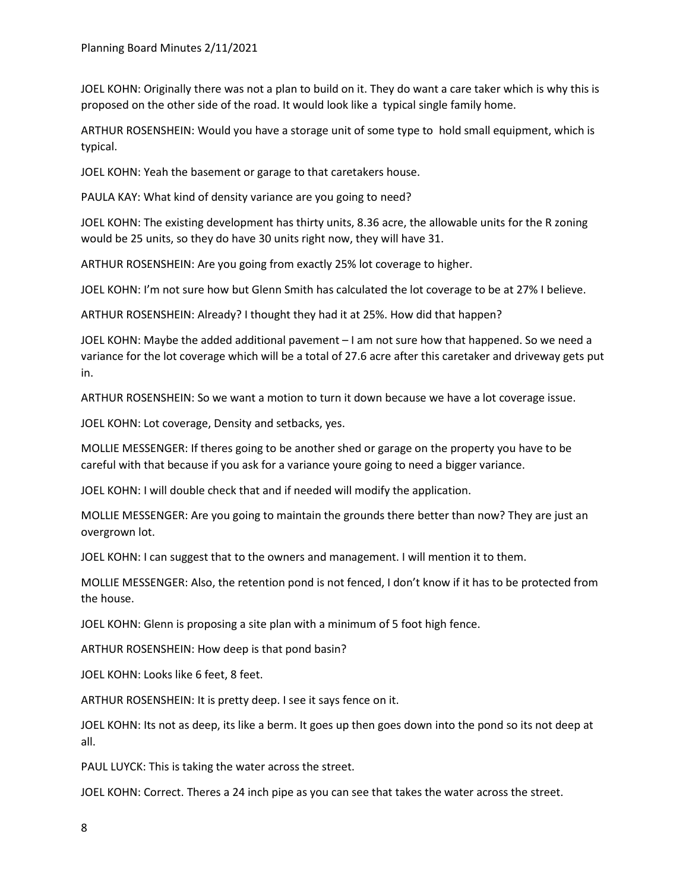JOEL KOHN: Originally there was not a plan to build on it. They do want a care taker which is why this is proposed on the other side of the road. It would look like a typical single family home.

ARTHUR ROSENSHEIN: Would you have a storage unit of some type to hold small equipment, which is typical.

JOEL KOHN: Yeah the basement or garage to that caretakers house.

PAULA KAY: What kind of density variance are you going to need?

JOEL KOHN: The existing development has thirty units, 8.36 acre, the allowable units for the R zoning would be 25 units, so they do have 30 units right now, they will have 31.

ARTHUR ROSENSHEIN: Are you going from exactly 25% lot coverage to higher.

JOEL KOHN: I'm not sure how but Glenn Smith has calculated the lot coverage to be at 27% I believe.

ARTHUR ROSENSHEIN: Already? I thought they had it at 25%. How did that happen?

JOEL KOHN: Maybe the added additional pavement – I am not sure how that happened. So we need a variance for the lot coverage which will be a total of 27.6 acre after this caretaker and driveway gets put in.

ARTHUR ROSENSHEIN: So we want a motion to turn it down because we have a lot coverage issue.

JOEL KOHN: Lot coverage, Density and setbacks, yes.

MOLLIE MESSENGER: If theres going to be another shed or garage on the property you have to be careful with that because if you ask for a variance youre going to need a bigger variance.

JOEL KOHN: I will double check that and if needed will modify the application.

MOLLIE MESSENGER: Are you going to maintain the grounds there better than now? They are just an overgrown lot.

JOEL KOHN: I can suggest that to the owners and management. I will mention it to them.

MOLLIE MESSENGER: Also, the retention pond is not fenced, I don't know if it has to be protected from the house.

JOEL KOHN: Glenn is proposing a site plan with a minimum of 5 foot high fence.

ARTHUR ROSENSHEIN: How deep is that pond basin?

JOEL KOHN: Looks like 6 feet, 8 feet.

ARTHUR ROSENSHEIN: It is pretty deep. I see it says fence on it.

JOEL KOHN: Its not as deep, its like a berm. It goes up then goes down into the pond so its not deep at all.

PAUL LUYCK: This is taking the water across the street.

JOEL KOHN: Correct. Theres a 24 inch pipe as you can see that takes the water across the street.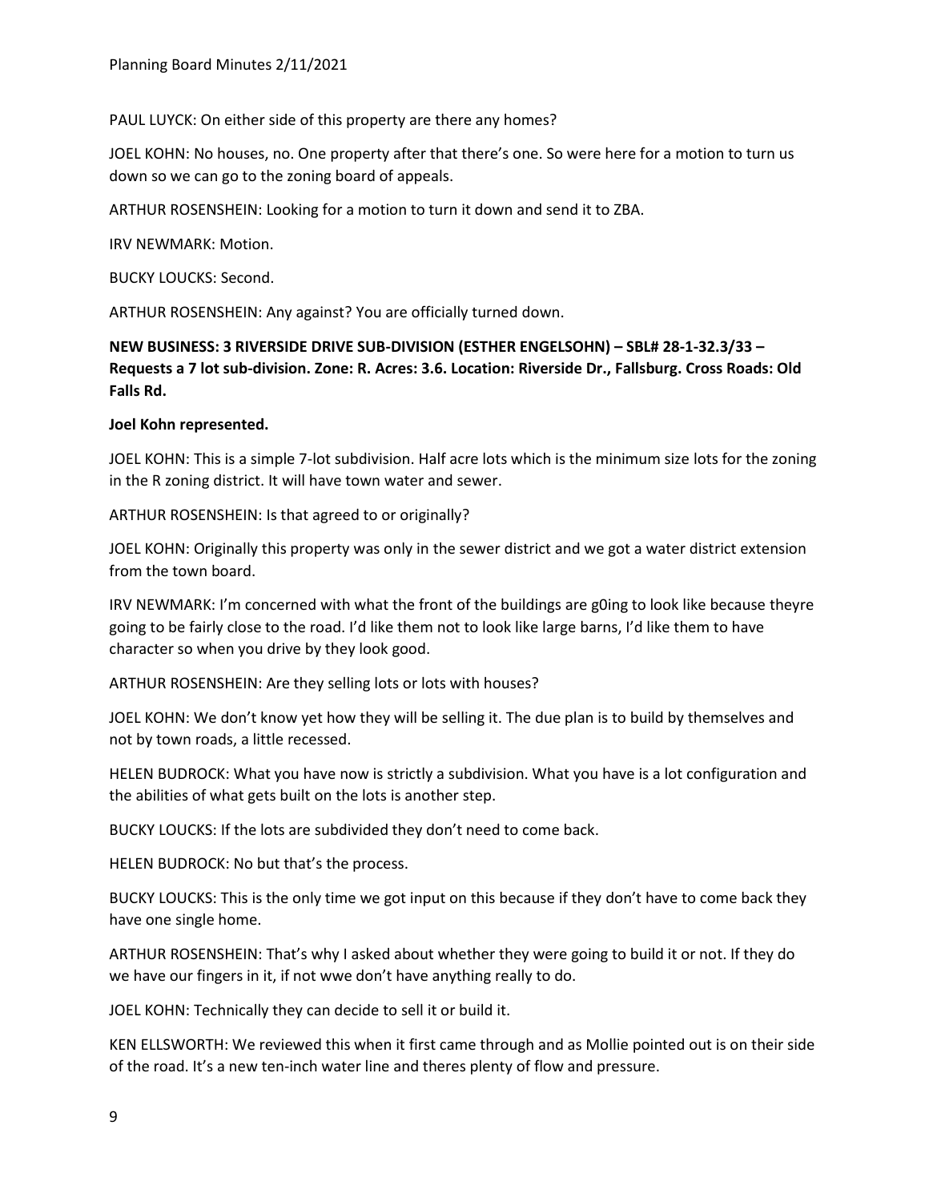PAUL LUYCK: On either side of this property are there any homes?

JOEL KOHN: No houses, no. One property after that there's one. So were here for a motion to turn us down so we can go to the zoning board of appeals.

ARTHUR ROSENSHEIN: Looking for a motion to turn it down and send it to ZBA.

IRV NEWMARK: Motion.

BUCKY LOUCKS: Second.

ARTHUR ROSENSHEIN: Any against? You are officially turned down.

**NEW BUSINESS: 3 RIVERSIDE DRIVE SUB-DIVISION (ESTHER ENGELSOHN) – SBL# 28-1-32.3/33 – Requests a 7 lot sub-division. Zone: R. Acres: 3.6. Location: Riverside Dr., Fallsburg. Cross Roads: Old Falls Rd.**

**Joel Kohn represented.**

JOEL KOHN: This is a simple 7-lot subdivision. Half acre lots which is the minimum size lots for the zoning in the R zoning district. It will have town water and sewer.

ARTHUR ROSENSHEIN: Is that agreed to or originally?

JOEL KOHN: Originally this property was only in the sewer district and we got a water district extension from the town board.

IRV NEWMARK: I'm concerned with what the front of the buildings are g0ing to look like because theyre going to be fairly close to the road. I'd like them not to look like large barns, I'd like them to have character so when you drive by they look good.

ARTHUR ROSENSHEIN: Are they selling lots or lots with houses?

JOEL KOHN: We don't know yet how they will be selling it. The due plan is to build by themselves and not by town roads, a little recessed.

HELEN BUDROCK: What you have now is strictly a subdivision. What you have is a lot configuration and the abilities of what gets built on the lots is another step.

BUCKY LOUCKS: If the lots are subdivided they don't need to come back.

HELEN BUDROCK: No but that's the process.

BUCKY LOUCKS: This is the only time we got input on this because if they don't have to come back they have one single home.

ARTHUR ROSENSHEIN: That's why I asked about whether they were going to build it or not. If they do we have our fingers in it, if not wwe don't have anything really to do.

JOEL KOHN: Technically they can decide to sell it or build it.

KEN ELLSWORTH: We reviewed this when it first came through and as Mollie pointed out is on their side of the road. It's a new ten-inch water line and theres plenty of flow and pressure.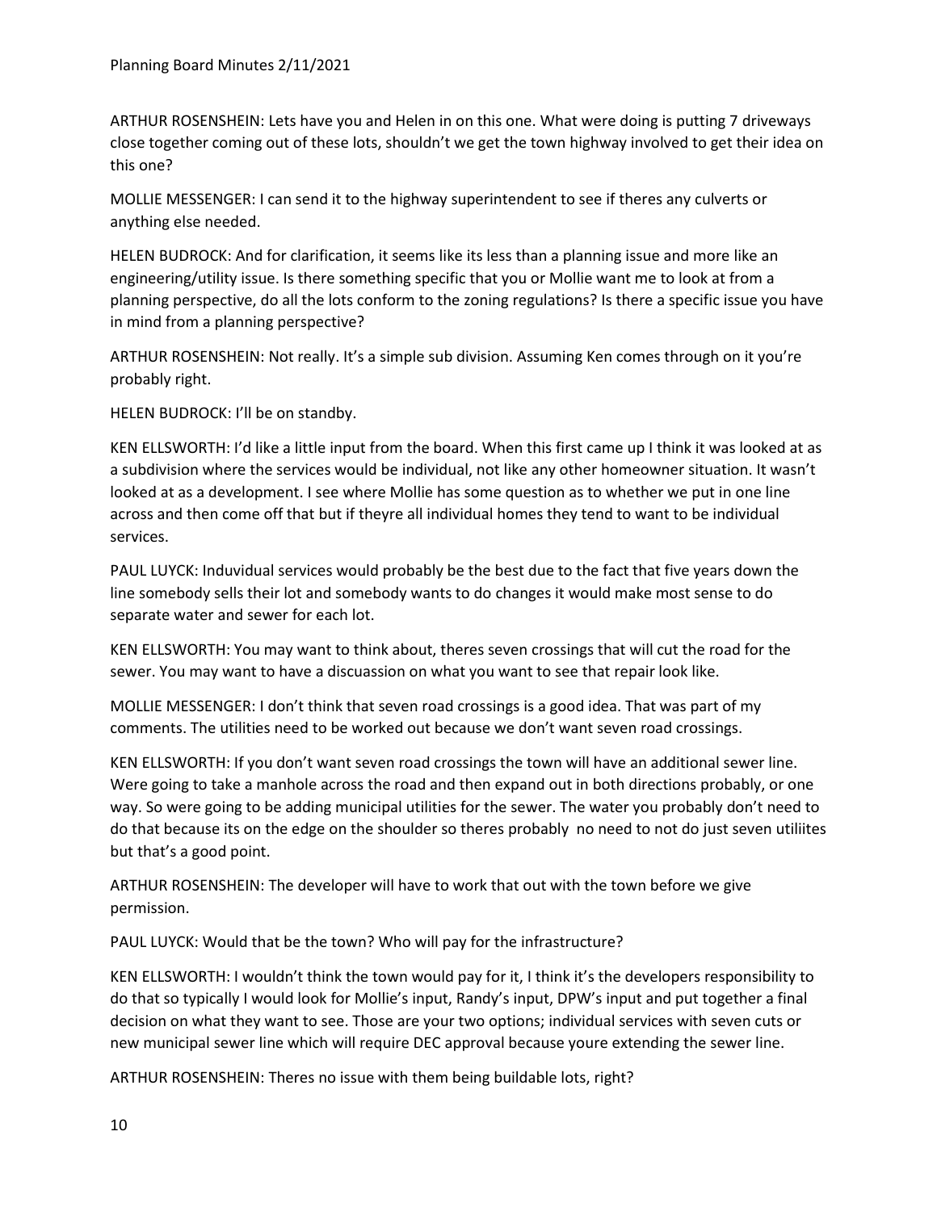ARTHUR ROSENSHEIN: Lets have you and Helen in on this one. What were doing is putting 7 driveways close together coming out of these lots, shouldn't we get the town highway involved to get their idea on this one?

MOLLIE MESSENGER: I can send it to the highway superintendent to see if theres any culverts or anything else needed.

HELEN BUDROCK: And for clarification, it seems like its less than a planning issue and more like an engineering/utility issue. Is there something specific that you or Mollie want me to look at from a planning perspective, do all the lots conform to the zoning regulations? Is there a specific issue you have in mind from a planning perspective?

ARTHUR ROSENSHEIN: Not really. It's a simple sub division. Assuming Ken comes through on it you're probably right.

HELEN BUDROCK: I'll be on standby.

KEN ELLSWORTH: I'd like a little input from the board. When this first came up I think it was looked at as a subdivision where the services would be individual, not like any other homeowner situation. It wasn't looked at as a development. I see where Mollie has some question as to whether we put in one line across and then come off that but if theyre all individual homes they tend to want to be individual services.

PAUL LUYCK: Induvidual services would probably be the best due to the fact that five years down the line somebody sells their lot and somebody wants to do changes it would make most sense to do separate water and sewer for each lot.

KEN ELLSWORTH: You may want to think about, theres seven crossings that will cut the road for the sewer. You may want to have a discuassion on what you want to see that repair look like.

MOLLIE MESSENGER: I don't think that seven road crossings is a good idea. That was part of my comments. The utilities need to be worked out because we don't want seven road crossings.

KEN ELLSWORTH: If you don't want seven road crossings the town will have an additional sewer line. Were going to take a manhole across the road and then expand out in both directions probably, or one way. So were going to be adding municipal utilities for the sewer. The water you probably don't need to do that because its on the edge on the shoulder so theres probably no need to not do just seven utiliites but that's a good point.

ARTHUR ROSENSHEIN: The developer will have to work that out with the town before we give permission.

PAUL LUYCK: Would that be the town? Who will pay for the infrastructure?

KEN ELLSWORTH: I wouldn't think the town would pay for it, I think it's the developers responsibility to do that so typically I would look for Mollie's input, Randy's input, DPW's input and put together a final decision on what they want to see. Those are your two options; individual services with seven cuts or new municipal sewer line which will require DEC approval because youre extending the sewer line.

ARTHUR ROSENSHEIN: Theres no issue with them being buildable lots, right?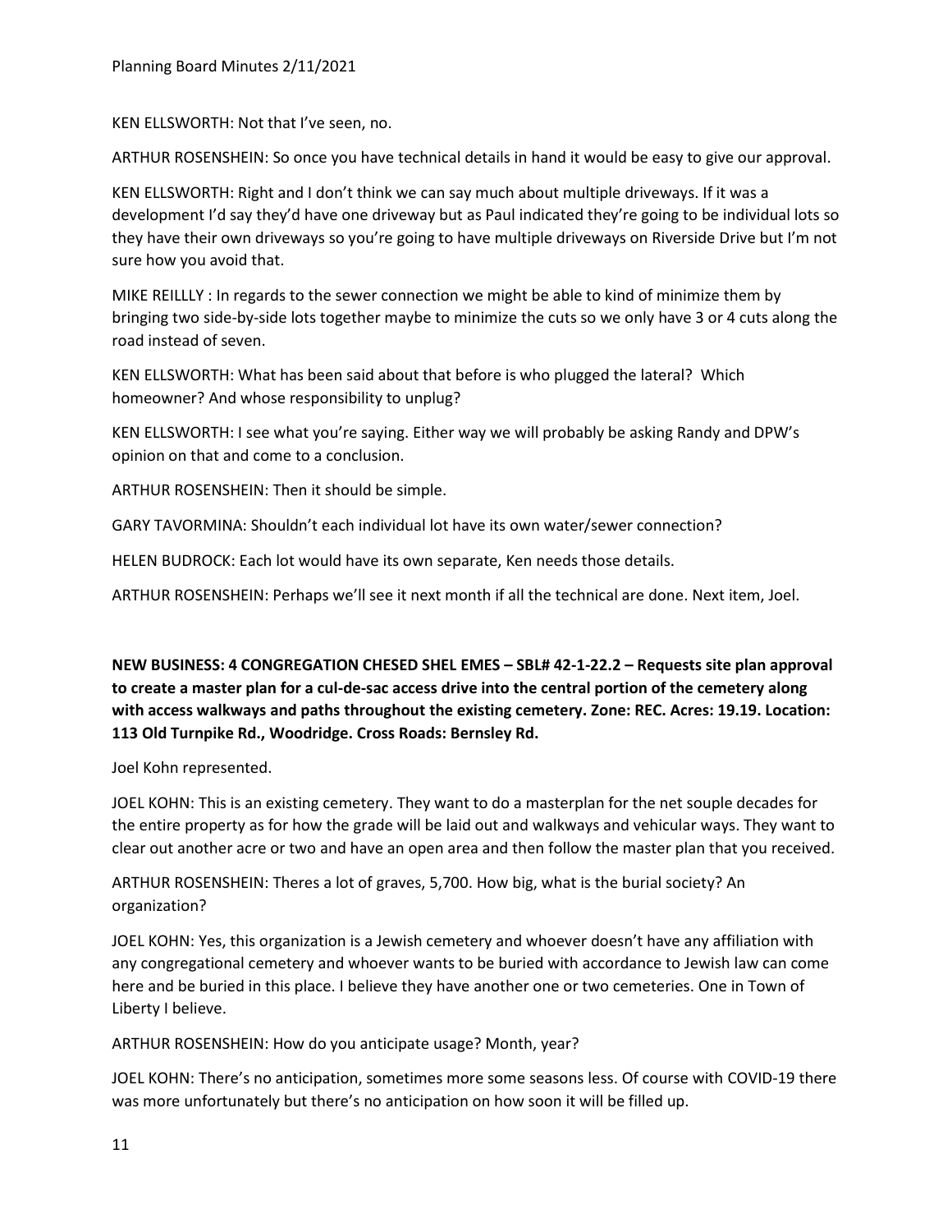KEN ELLSWORTH: Not that I've seen, no.

ARTHUR ROSENSHEIN: So once you have technical details in hand it would be easy to give our approval.

KEN ELLSWORTH: Right and I don't think we can say much about multiple driveways. If it was a development I'd say they'd have one driveway but as Paul indicated they're going to be individual lots so they have their own driveways so you're going to have multiple driveways on Riverside Drive but I'm not sure how you avoid that.

MIKE REILLLY : In regards to the sewer connection we might be able to kind of minimize them by bringing two side-by-side lots together maybe to minimize the cuts so we only have 3 or 4 cuts along the road instead of seven.

KEN ELLSWORTH: What has been said about that before is who plugged the lateral? Which homeowner? And whose responsibility to unplug?

KEN ELLSWORTH: I see what you're saying. Either way we will probably be asking Randy and DPW's opinion on that and come to a conclusion.

ARTHUR ROSENSHEIN: Then it should be simple.

GARY TAVORMINA: Shouldn't each individual lot have its own water/sewer connection?

HELEN BUDROCK: Each lot would have its own separate, Ken needs those details.

ARTHUR ROSENSHEIN: Perhaps we'll see it next month if all the technical are done. Next item, Joel.

**NEW BUSINESS: 4 CONGREGATION CHESED SHEL EMES – SBL# 42-1-22.2 – Requests site plan approval to create a master plan for a cul-de-sac access drive into the central portion of the cemetery along with access walkways and paths throughout the existing cemetery. Zone: REC. Acres: 19.19. Location: 113 Old Turnpike Rd., Woodridge. Cross Roads: Bernsley Rd.**

Joel Kohn represented.

JOEL KOHN: This is an existing cemetery. They want to do a masterplan for the net souple decades for the entire property as for how the grade will be laid out and walkways and vehicular ways. They want to clear out another acre or two and have an open area and then follow the master plan that you received.

ARTHUR ROSENSHEIN: Theres a lot of graves, 5,700. How big, what is the burial society? An organization?

JOEL KOHN: Yes, this organization is a Jewish cemetery and whoever doesn't have any affiliation with any congregational cemetery and whoever wants to be buried with accordance to Jewish law can come here and be buried in this place. I believe they have another one or two cemeteries. One in Town of Liberty I believe.

ARTHUR ROSENSHEIN: How do you anticipate usage? Month, year?

JOEL KOHN: There's no anticipation, sometimes more some seasons less. Of course with COVID-19 there was more unfortunately but there's no anticipation on how soon it will be filled up.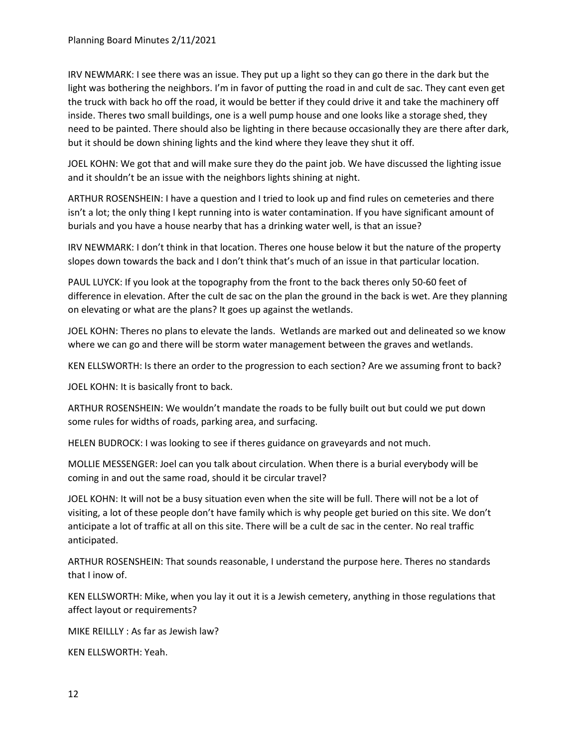IRV NEWMARK: I see there was an issue. They put up a light so they can go there in the dark but the light was bothering the neighbors. I'm in favor of putting the road in and cult de sac. They cant even get the truck with back ho off the road, it would be better if they could drive it and take the machinery off inside. Theres two small buildings, one is a well pump house and one looks like a storage shed, they need to be painted. There should also be lighting in there because occasionally they are there after dark, but it should be down shining lights and the kind where they leave they shut it off.

JOEL KOHN: We got that and will make sure they do the paint job. We have discussed the lighting issue and it shouldn't be an issue with the neighbors lights shining at night.

ARTHUR ROSENSHEIN: I have a question and I tried to look up and find rules on cemeteries and there isn't a lot; the only thing I kept running into is water contamination. If you have significant amount of burials and you have a house nearby that has a drinking water well, is that an issue?

IRV NEWMARK: I don't think in that location. Theres one house below it but the nature of the property slopes down towards the back and I don't think that's much of an issue in that particular location.

PAUL LUYCK: If you look at the topography from the front to the back theres only 50-60 feet of difference in elevation. After the cult de sac on the plan the ground in the back is wet. Are they planning on elevating or what are the plans? It goes up against the wetlands.

JOEL KOHN: Theres no plans to elevate the lands. Wetlands are marked out and delineated so we know where we can go and there will be storm water management between the graves and wetlands.

KEN ELLSWORTH: Is there an order to the progression to each section? Are we assuming front to back?

JOEL KOHN: It is basically front to back.

ARTHUR ROSENSHEIN: We wouldn't mandate the roads to be fully built out but could we put down some rules for widths of roads, parking area, and surfacing.

HELEN BUDROCK: I was looking to see if theres guidance on graveyards and not much.

MOLLIE MESSENGER: Joel can you talk about circulation. When there is a burial everybody will be coming in and out the same road, should it be circular travel?

JOEL KOHN: It will not be a busy situation even when the site will be full. There will not be a lot of visiting, a lot of these people don't have family which is why people get buried on this site. We don't anticipate a lot of traffic at all on this site. There will be a cult de sac in the center. No real traffic anticipated.

ARTHUR ROSENSHEIN: That sounds reasonable, I understand the purpose here. Theres no standards that I inow of.

KEN ELLSWORTH: Mike, when you lay it out it is a Jewish cemetery, anything in those regulations that affect layout or requirements?

MIKE REILLLY : As far as Jewish law?

KEN ELLSWORTH: Yeah.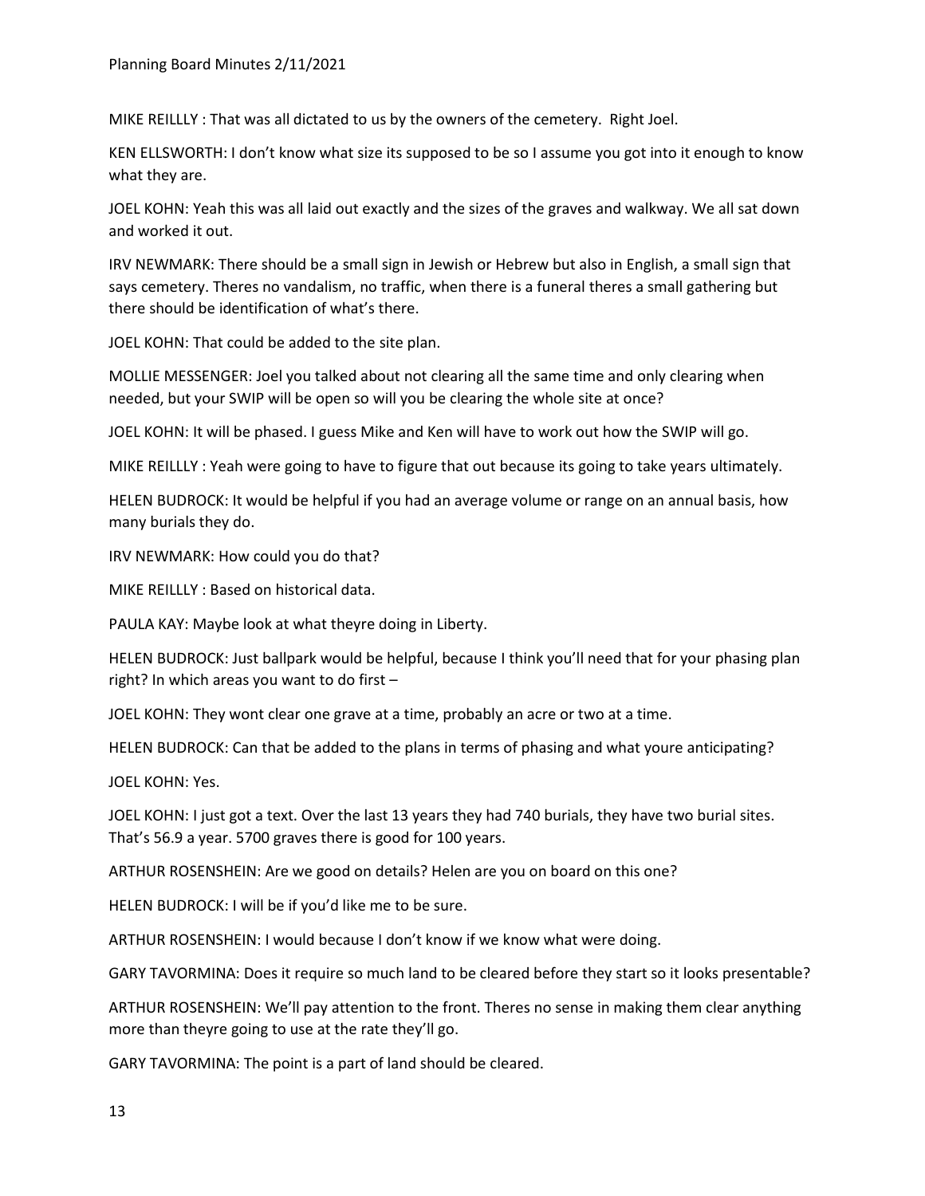MIKE REILLLY : That was all dictated to us by the owners of the cemetery. Right Joel.

KEN ELLSWORTH: I don't know what size its supposed to be so I assume you got into it enough to know what they are.

JOEL KOHN: Yeah this was all laid out exactly and the sizes of the graves and walkway. We all sat down and worked it out.

IRV NEWMARK: There should be a small sign in Jewish or Hebrew but also in English, a small sign that says cemetery. Theres no vandalism, no traffic, when there is a funeral theres a small gathering but there should be identification of what's there.

JOEL KOHN: That could be added to the site plan.

MOLLIE MESSENGER: Joel you talked about not clearing all the same time and only clearing when needed, but your SWIP will be open so will you be clearing the whole site at once?

JOEL KOHN: It will be phased. I guess Mike and Ken will have to work out how the SWIP will go.

MIKE REILLLY : Yeah were going to have to figure that out because its going to take years ultimately.

HELEN BUDROCK: It would be helpful if you had an average volume or range on an annual basis, how many burials they do.

IRV NEWMARK: How could you do that?

MIKE REILLLY : Based on historical data.

PAULA KAY: Maybe look at what theyre doing in Liberty.

HELEN BUDROCK: Just ballpark would be helpful, because I think you'll need that for your phasing plan right? In which areas you want to do first –

JOEL KOHN: They wont clear one grave at a time, probably an acre or two at a time.

HELEN BUDROCK: Can that be added to the plans in terms of phasing and what youre anticipating?

JOEL KOHN: Yes.

JOEL KOHN: I just got a text. Over the last 13 years they had 740 burials, they have two burial sites. That's 56.9 a year. 5700 graves there is good for 100 years.

ARTHUR ROSENSHEIN: Are we good on details? Helen are you on board on this one?

HELEN BUDROCK: I will be if you'd like me to be sure.

ARTHUR ROSENSHEIN: I would because I don't know if we know what were doing.

GARY TAVORMINA: Does it require so much land to be cleared before they start so it looks presentable?

ARTHUR ROSENSHEIN: We'll pay attention to the front. Theres no sense in making them clear anything more than theyre going to use at the rate they'll go.

GARY TAVORMINA: The point is a part of land should be cleared.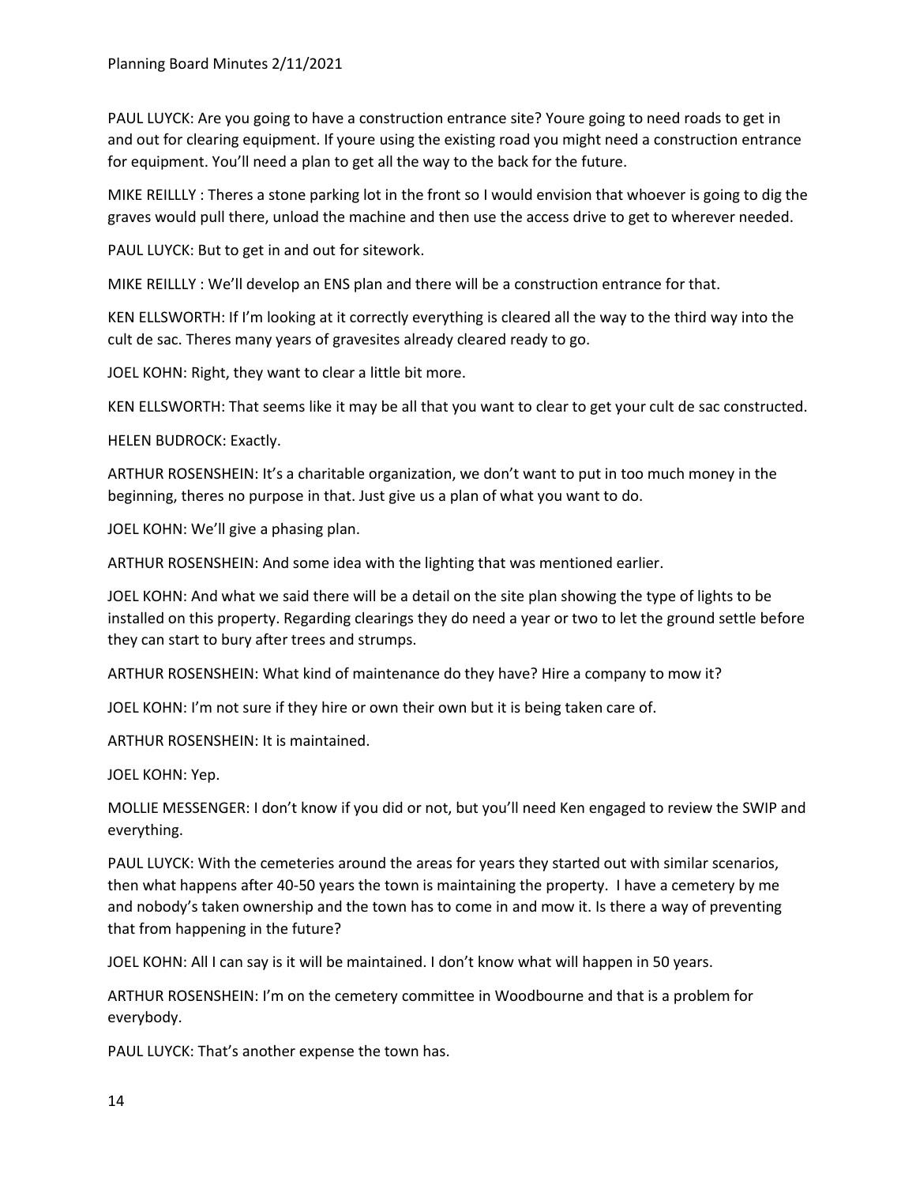PAUL LUYCK: Are you going to have a construction entrance site? Youre going to need roads to get in and out for clearing equipment. If youre using the existing road you might need a construction entrance for equipment. You'll need a plan to get all the way to the back for the future.

MIKE REILLLY : Theres a stone parking lot in the front so I would envision that whoever is going to dig the graves would pull there, unload the machine and then use the access drive to get to wherever needed.

PAUL LUYCK: But to get in and out for sitework.

MIKE REILLLY : We'll develop an ENS plan and there will be a construction entrance for that.

KEN ELLSWORTH: If I'm looking at it correctly everything is cleared all the way to the third way into the cult de sac. Theres many years of gravesites already cleared ready to go.

JOEL KOHN: Right, they want to clear a little bit more.

KEN ELLSWORTH: That seems like it may be all that you want to clear to get your cult de sac constructed.

HELEN BUDROCK: Exactly.

ARTHUR ROSENSHEIN: It's a charitable organization, we don't want to put in too much money in the beginning, theres no purpose in that. Just give us a plan of what you want to do.

JOEL KOHN: We'll give a phasing plan.

ARTHUR ROSENSHEIN: And some idea with the lighting that was mentioned earlier.

JOEL KOHN: And what we said there will be a detail on the site plan showing the type of lights to be installed on this property. Regarding clearings they do need a year or two to let the ground settle before they can start to bury after trees and strumps.

ARTHUR ROSENSHEIN: What kind of maintenance do they have? Hire a company to mow it?

JOEL KOHN: I'm not sure if they hire or own their own but it is being taken care of.

ARTHUR ROSENSHEIN: It is maintained.

JOEL KOHN: Yep.

MOLLIE MESSENGER: I don't know if you did or not, but you'll need Ken engaged to review the SWIP and everything.

PAUL LUYCK: With the cemeteries around the areas for years they started out with similar scenarios, then what happens after 40-50 years the town is maintaining the property. I have a cemetery by me and nobody's taken ownership and the town has to come in and mow it. Is there a way of preventing that from happening in the future?

JOEL KOHN: All I can say is it will be maintained. I don't know what will happen in 50 years.

ARTHUR ROSENSHEIN: I'm on the cemetery committee in Woodbourne and that is a problem for everybody.

PAUL LUYCK: That's another expense the town has.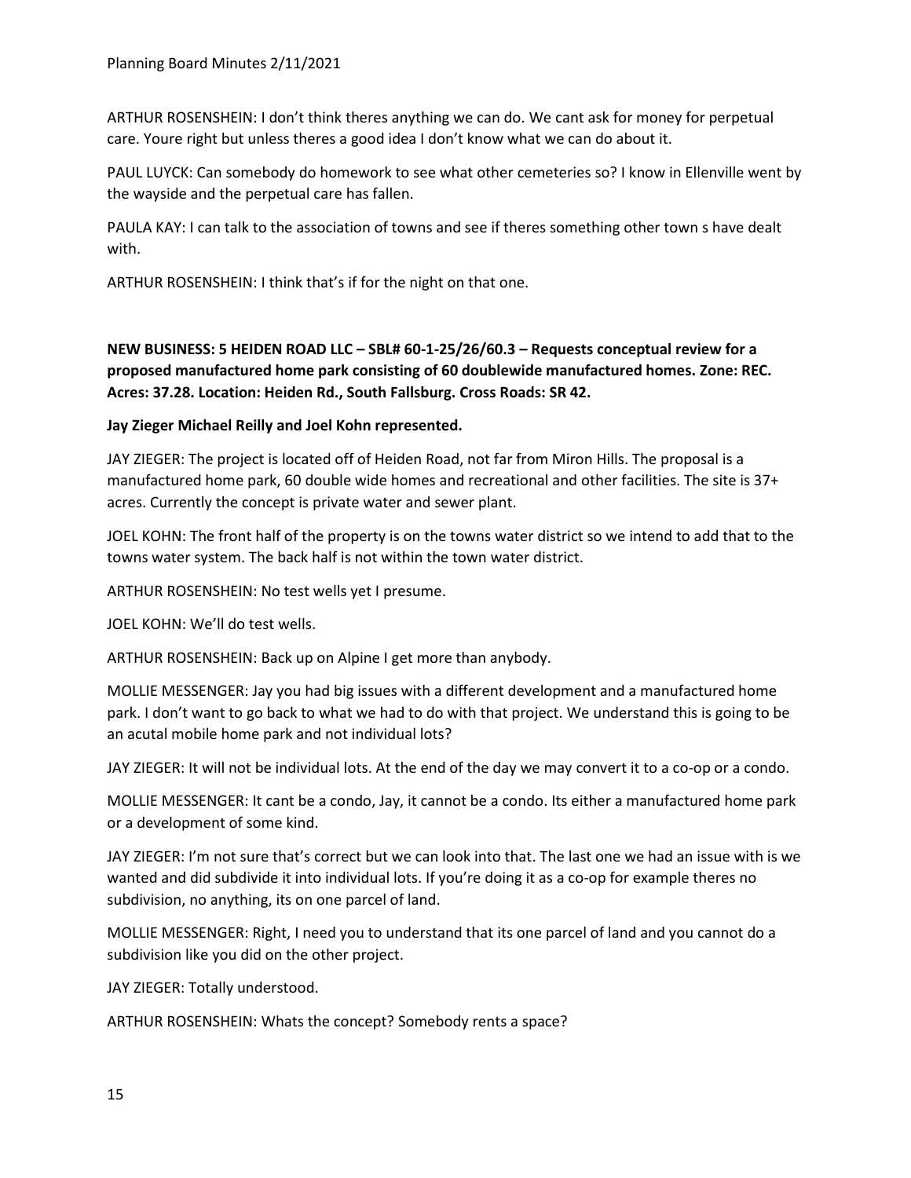ARTHUR ROSENSHEIN: I don't think theres anything we can do. We cant ask for money for perpetual care. Youre right but unless theres a good idea I don't know what we can do about it.

PAUL LUYCK: Can somebody do homework to see what other cemeteries so? I know in Ellenville went by the wayside and the perpetual care has fallen.

PAULA KAY: I can talk to the association of towns and see if theres something other town s have dealt with.

ARTHUR ROSENSHEIN: I think that's if for the night on that one.

**NEW BUSINESS: 5 HEIDEN ROAD LLC – SBL# 60-1-25/26/60.3 – Requests conceptual review for a proposed manufactured home park consisting of 60 doublewide manufactured homes. Zone: REC. Acres: 37.28. Location: Heiden Rd., South Fallsburg. Cross Roads: SR 42.**

**Jay Zieger Michael Reilly and Joel Kohn represented.**

JAY ZIEGER: The project is located off of Heiden Road, not far from Miron Hills. The proposal is a manufactured home park, 60 double wide homes and recreational and other facilities. The site is 37+ acres. Currently the concept is private water and sewer plant.

JOEL KOHN: The front half of the property is on the towns water district so we intend to add that to the towns water system. The back half is not within the town water district.

ARTHUR ROSENSHEIN: No test wells yet I presume.

JOEL KOHN: We'll do test wells.

ARTHUR ROSENSHEIN: Back up on Alpine I get more than anybody.

MOLLIE MESSENGER: Jay you had big issues with a different development and a manufactured home park. I don't want to go back to what we had to do with that project. We understand this is going to be an acutal mobile home park and not individual lots?

JAY ZIEGER: It will not be individual lots. At the end of the day we may convert it to a co-op or a condo.

MOLLIE MESSENGER: It cant be a condo, Jay, it cannot be a condo. Its either a manufactured home park or a development of some kind.

JAY ZIEGER: I'm not sure that's correct but we can look into that. The last one we had an issue with is we wanted and did subdivide it into individual lots. If you're doing it as a co-op for example theres no subdivision, no anything, its on one parcel of land.

MOLLIE MESSENGER: Right, I need you to understand that its one parcel of land and you cannot do a subdivision like you did on the other project.

JAY ZIEGER: Totally understood.

ARTHUR ROSENSHEIN: Whats the concept? Somebody rents a space?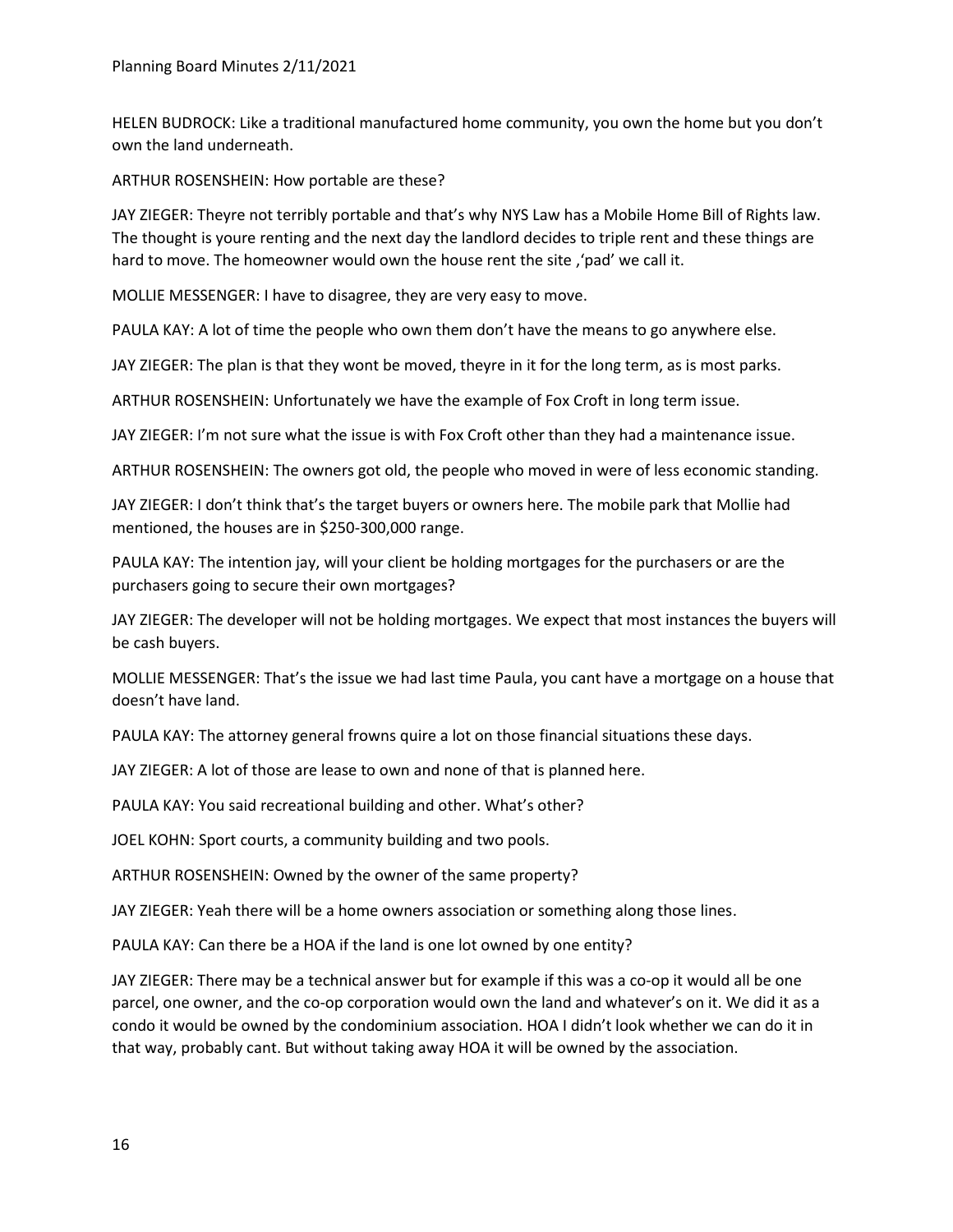HELEN BUDROCK: Like a traditional manufactured home community, you own the home but you don't own the land underneath.

ARTHUR ROSENSHEIN: How portable are these?

JAY ZIEGER: Theyre not terribly portable and that's why NYS Law has a Mobile Home Bill of Rights law. The thought is youre renting and the next day the landlord decides to triple rent and these things are hard to move. The homeowner would own the house rent the site ,'pad' we call it.

MOLLIE MESSENGER: I have to disagree, they are very easy to move.

PAULA KAY: A lot of time the people who own them don't have the means to go anywhere else.

JAY ZIEGER: The plan is that they wont be moved, theyre in it for the long term, as is most parks.

ARTHUR ROSENSHEIN: Unfortunately we have the example of Fox Croft in long term issue.

JAY ZIEGER: I'm not sure what the issue is with Fox Croft other than they had a maintenance issue.

ARTHUR ROSENSHEIN: The owners got old, the people who moved in were of less economic standing.

JAY ZIEGER: I don't think that's the target buyers or owners here. The mobile park that Mollie had mentioned, the houses are in $250-300,000 range.

PAULA KAY: The intention jay, will your client be holding mortgages for the purchasers or are the purchasers going to secure their own mortgages?

JAY ZIEGER: The developer will not be holding mortgages. We expect that most instances the buyers will be cash buyers.

MOLLIE MESSENGER: That's the issue we had last time Paula, you cant have a mortgage on a house that doesn't have land.

PAULA KAY: The attorney general frowns quire a lot on those financial situations these days.

JAY ZIEGER: A lot of those are lease to own and none of that is planned here.

PAULA KAY: You said recreational building and other. What's other?

JOEL KOHN: Sport courts, a community building and two pools.

ARTHUR ROSENSHEIN: Owned by the owner of the same property?

JAY ZIEGER: Yeah there will be a home owners association or something along those lines.

PAULA KAY: Can there be a HOA if the land is one lot owned by one entity?

JAY ZIEGER: There may be a technical answer but for example if this was a co-op it would all be one parcel, one owner, and the co-op corporation would own the land and whatever's on it. We did it as a condo it would be owned by the condominium association. HOA I didn't look whether we can do it in that way, probably cant. But without taking away HOA it will be owned by the association.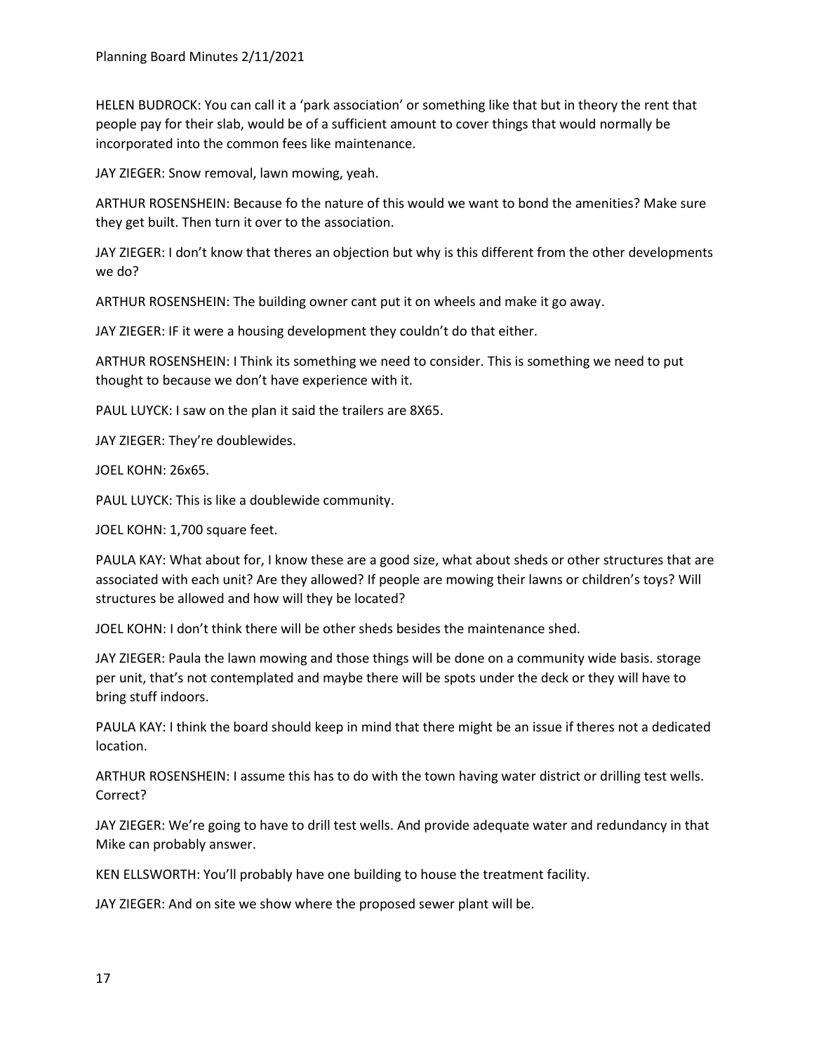HELEN BUDROCK: You can call it a 'park association' or something like that but in theory the rent that people pay for their slab, would be of a sufficient amount to cover things that would normally be incorporated into the common fees like maintenance.

JAY ZIEGER: Snow removal, lawn mowing, yeah.

ARTHUR ROSENSHEIN: Because fo the nature of this would we want to bond the amenities? Make sure they get built. Then turn it over to the association.

JAY ZIEGER: I don't know that theres an objection but why is this different from the other developments we do?

ARTHUR ROSENSHEIN: The building owner cant put it on wheels and make it go away.

JAY ZIEGER: IF it were a housing development they couldn't do that either.

ARTHUR ROSENSHEIN: I Think its something we need to consider. This is something we need to put thought to because we don't have experience with it.

PAUL LUYCK: I saw on the plan it said the trailers are 8X65.

JAY ZIEGER: They're doublewides.

JOEL KOHN: 26x65.

PAUL LUYCK: This is like a doublewide community.

JOEL KOHN: 1,700 square feet.

PAULA KAY: What about for, I know these are a good size, what about sheds or other structures that are associated with each unit? Are they allowed? If people are mowing their lawns or children's toys? Will structures be allowed and how will they be located?

JOEL KOHN: I don't think there will be other sheds besides the maintenance shed.

JAY ZIEGER: Paula the lawn mowing and those things will be done on a community wide basis. storage per unit, that's not contemplated and maybe there will be spots under the deck or they will have to bring stuff indoors.

PAULA KAY: I think the board should keep in mind that there might be an issue if theres not a dedicated location.

ARTHUR ROSENSHEIN: I assume this has to do with the town having water district or drilling test wells. Correct?

JAY ZIEGER: We're going to have to drill test wells. And provide adequate water and redundancy in that Mike can probably answer.

KEN ELLSWORTH: You'll probably have one building to house the treatment facility.

JAY ZIEGER: And on site we show where the proposed sewer plant will be.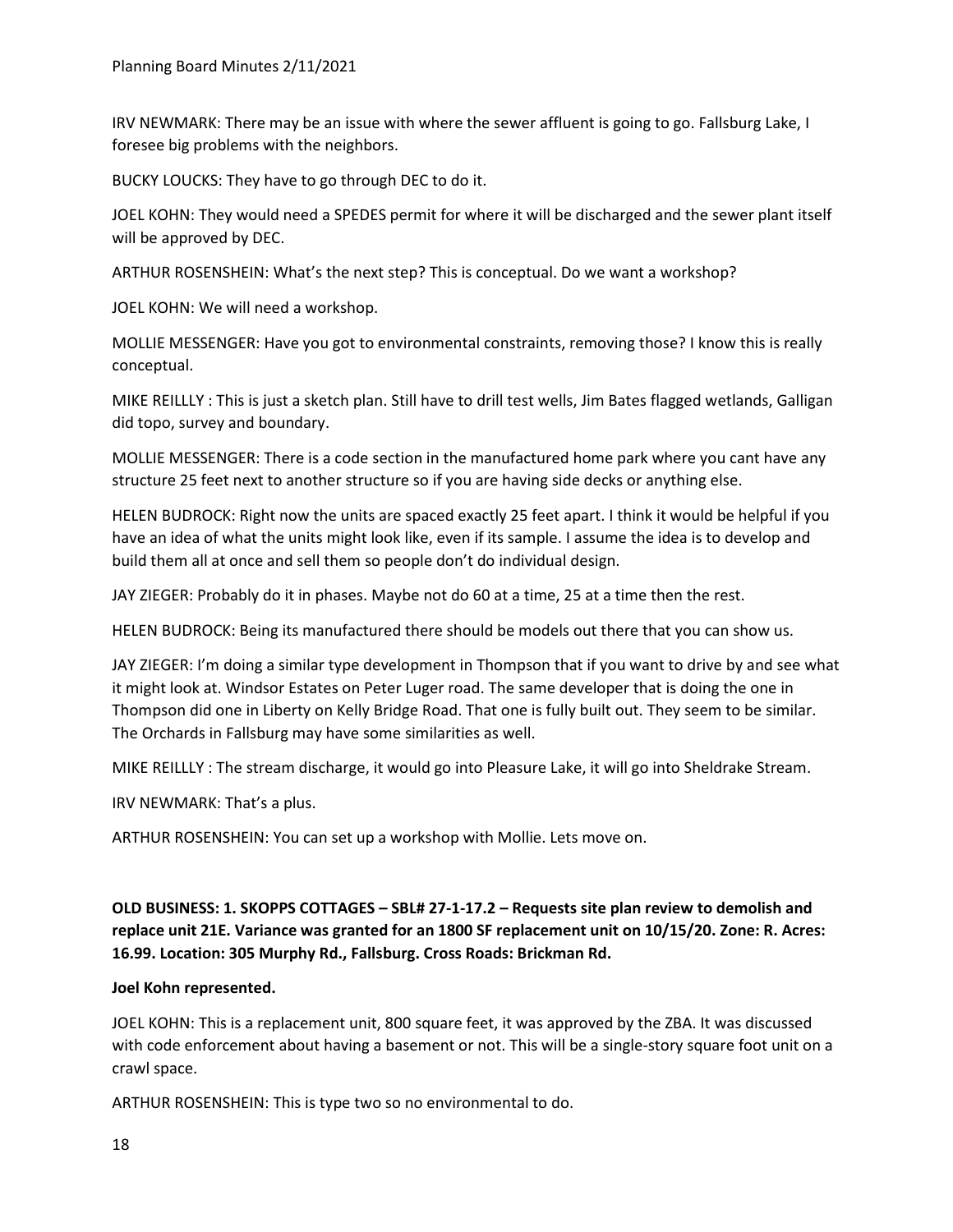IRV NEWMARK: There may be an issue with where the sewer affluent is going to go. Fallsburg Lake, I foresee big problems with the neighbors.

BUCKY LOUCKS: They have to go through DEC to do it.

JOEL KOHN: They would need a SPEDES permit for where it will be discharged and the sewer plant itself will be approved by DEC.

ARTHUR ROSENSHEIN: What's the next step? This is conceptual. Do we want a workshop?

JOEL KOHN: We will need a workshop.

MOLLIE MESSENGER: Have you got to environmental constraints, removing those? I know this is really conceptual.

MIKE REILLLY : This is just a sketch plan. Still have to drill test wells, Jim Bates flagged wetlands, Galligan did topo, survey and boundary.

MOLLIE MESSENGER: There is a code section in the manufactured home park where you cant have any structure 25 feet next to another structure so if you are having side decks or anything else.

HELEN BUDROCK: Right now the units are spaced exactly 25 feet apart. I think it would be helpful if you have an idea of what the units might look like, even if its sample. I assume the idea is to develop and build them all at once and sell them so people don't do individual design.

JAY ZIEGER: Probably do it in phases. Maybe not do 60 at a time, 25 at a time then the rest.

HELEN BUDROCK: Being its manufactured there should be models out there that you can show us.

JAY ZIEGER: I'm doing a similar type development in Thompson that if you want to drive by and see what it might look at. Windsor Estates on Peter Luger road. The same developer that is doing the one in Thompson did one in Liberty on Kelly Bridge Road. That one is fully built out. They seem to be similar. The Orchards in Fallsburg may have some similarities as well.

MIKE REILLLY : The stream discharge, it would go into Pleasure Lake, it will go into Sheldrake Stream.

IRV NEWMARK: That's a plus.

ARTHUR ROSENSHEIN: You can set up a workshop with Mollie. Lets move on.

**OLD BUSINESS: 1. SKOPPS COTTAGES – SBL# 27-1-17.2 – Requests site plan review to demolish and replace unit 21E. Variance was granted for an 1800 SF replacement unit on 10/15/20. Zone: R. Acres: 16.99. Location: 305 Murphy Rd., Fallsburg. Cross Roads: Brickman Rd.**

**Joel Kohn represented.**

JOEL KOHN: This is a replacement unit, 800 square feet, it was approved by the ZBA. It was discussed with code enforcement about having a basement or not. This will be a single-story square foot unit on a crawl space.

ARTHUR ROSENSHEIN: This is type two so no environmental to do.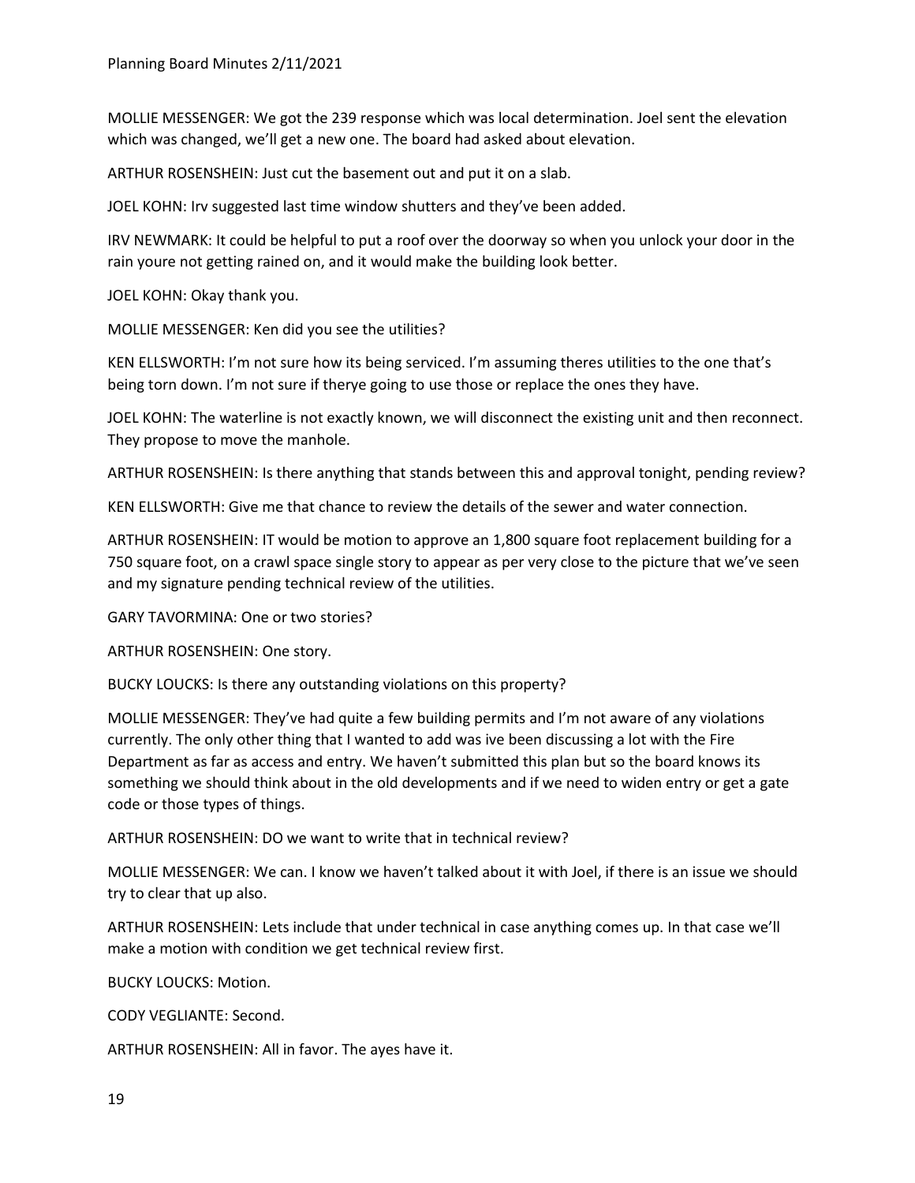MOLLIE MESSENGER: We got the 239 response which was local determination. Joel sent the elevation which was changed, we'll get a new one. The board had asked about elevation.

ARTHUR ROSENSHEIN: Just cut the basement out and put it on a slab.

JOEL KOHN: Irv suggested last time window shutters and they've been added.

IRV NEWMARK: It could be helpful to put a roof over the doorway so when you unlock your door in the rain youre not getting rained on, and it would make the building look better.

JOEL KOHN: Okay thank you.

MOLLIE MESSENGER: Ken did you see the utilities?

KEN ELLSWORTH: I'm not sure how its being serviced. I'm assuming theres utilities to the one that's being torn down. I'm not sure if therye going to use those or replace the ones they have.

JOEL KOHN: The waterline is not exactly known, we will disconnect the existing unit and then reconnect. They propose to move the manhole.

ARTHUR ROSENSHEIN: Is there anything that stands between this and approval tonight, pending review?

KEN ELLSWORTH: Give me that chance to review the details of the sewer and water connection.

ARTHUR ROSENSHEIN: IT would be motion to approve an 1,800 square foot replacement building for a 750 square foot, on a crawl space single story to appear as per very close to the picture that we've seen and my signature pending technical review of the utilities.

GARY TAVORMINA: One or two stories?

ARTHUR ROSENSHEIN: One story.

BUCKY LOUCKS: Is there any outstanding violations on this property?

MOLLIE MESSENGER: They've had quite a few building permits and I'm not aware of any violations currently. The only other thing that I wanted to add was ive been discussing a lot with the Fire Department as far as access and entry. We haven't submitted this plan but so the board knows its something we should think about in the old developments and if we need to widen entry or get a gate code or those types of things.

ARTHUR ROSENSHEIN: DO we want to write that in technical review?

MOLLIE MESSENGER: We can. I know we haven't talked about it with Joel, if there is an issue we should try to clear that up also.

ARTHUR ROSENSHEIN: Lets include that under technical in case anything comes up. In that case we'll make a motion with condition we get technical review first.

BUCKY LOUCKS: Motion.

CODY VEGLIANTE: Second.

ARTHUR ROSENSHEIN: All in favor. The ayes have it.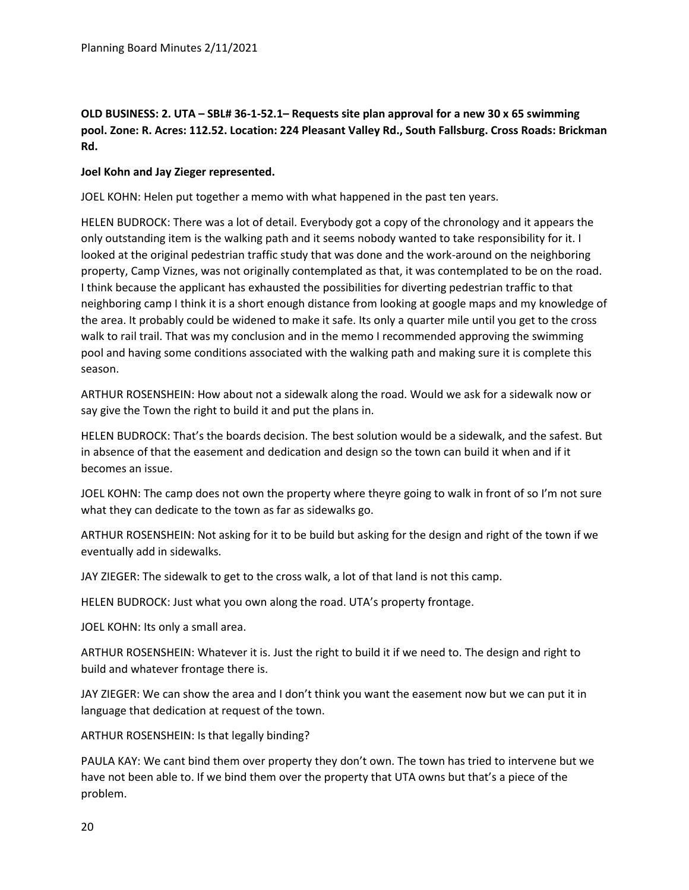**OLD BUSINESS: 2. UTA – SBL# 36-1-52.1– Requests site plan approval for a new 30 x 65 swimming pool. Zone: R. Acres: 112.52. Location: 224 Pleasant Valley Rd., South Fallsburg. Cross Roads: Brickman Rd.**

**Joel Kohn and Jay Zieger represented.**

JOEL KOHN: Helen put together a memo with what happened in the past ten years.

HELEN BUDROCK: There was a lot of detail. Everybody got a copy of the chronology and it appears the only outstanding item is the walking path and it seems nobody wanted to take responsibility for it. I looked at the original pedestrian traffic study that was done and the work-around on the neighboring property, Camp Viznes, was not originally contemplated as that, it was contemplated to be on the road. I think because the applicant has exhausted the possibilities for diverting pedestrian traffic to that neighboring camp I think it is a short enough distance from looking at google maps and my knowledge of the area. It probably could be widened to make it safe. Its only a quarter mile until you get to the cross walk to rail trail. That was my conclusion and in the memo I recommended approving the swimming pool and having some conditions associated with the walking path and making sure it is complete this season.

ARTHUR ROSENSHEIN: How about not a sidewalk along the road. Would we ask for a sidewalk now or say give the Town the right to build it and put the plans in.

HELEN BUDROCK: That's the boards decision. The best solution would be a sidewalk, and the safest. But in absence of that the easement and dedication and design so the town can build it when and if it becomes an issue.

JOEL KOHN: The camp does not own the property where theyre going to walk in front of so I'm not sure what they can dedicate to the town as far as sidewalks go.

ARTHUR ROSENSHEIN: Not asking for it to be build but asking for the design and right of the town if we eventually add in sidewalks.

JAY ZIEGER: The sidewalk to get to the cross walk, a lot of that land is not this camp.

HELEN BUDROCK: Just what you own along the road. UTA's property frontage.

JOEL KOHN: Its only a small area.

ARTHUR ROSENSHEIN: Whatever it is. Just the right to build it if we need to. The design and right to build and whatever frontage there is.

JAY ZIEGER: We can show the area and I don't think you want the easement now but we can put it in language that dedication at request of the town.

ARTHUR ROSENSHEIN: Is that legally binding?

PAULA KAY: We cant bind them over property they don't own. The town has tried to intervene but we have not been able to. If we bind them over the property that UTA owns but that's a piece of the problem.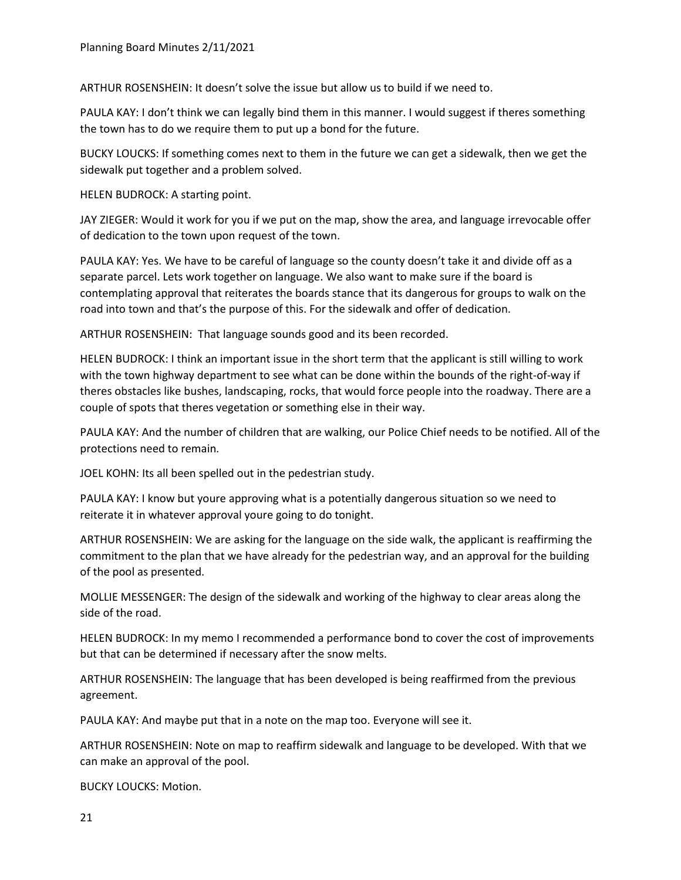ARTHUR ROSENSHEIN: It doesn't solve the issue but allow us to build if we need to.

PAULA KAY: I don't think we can legally bind them in this manner. I would suggest if theres something the town has to do we require them to put up a bond for the future.

BUCKY LOUCKS: If something comes next to them in the future we can get a sidewalk, then we get the sidewalk put together and a problem solved.

HELEN BUDROCK: A starting point.

JAY ZIEGER: Would it work for you if we put on the map, show the area, and language irrevocable offer of dedication to the town upon request of the town.

PAULA KAY: Yes. We have to be careful of language so the county doesn't take it and divide off as a separate parcel. Lets work together on language. We also want to make sure if the board is contemplating approval that reiterates the boards stance that its dangerous for groups to walk on the road into town and that's the purpose of this. For the sidewalk and offer of dedication.

ARTHUR ROSENSHEIN: That language sounds good and its been recorded.

HELEN BUDROCK: I think an important issue in the short term that the applicant is still willing to work with the town highway department to see what can be done within the bounds of the right-of-way if theres obstacles like bushes, landscaping, rocks, that would force people into the roadway. There are a couple of spots that theres vegetation or something else in their way.

PAULA KAY: And the number of children that are walking, our Police Chief needs to be notified. All of the protections need to remain.

JOEL KOHN: Its all been spelled out in the pedestrian study.

PAULA KAY: I know but youre approving what is a potentially dangerous situation so we need to reiterate it in whatever approval youre going to do tonight.

ARTHUR ROSENSHEIN: We are asking for the language on the side walk, the applicant is reaffirming the commitment to the plan that we have already for the pedestrian way, and an approval for the building of the pool as presented.

MOLLIE MESSENGER: The design of the sidewalk and working of the highway to clear areas along the side of the road.

HELEN BUDROCK: In my memo I recommended a performance bond to cover the cost of improvements but that can be determined if necessary after the snow melts.

ARTHUR ROSENSHEIN: The language that has been developed is being reaffirmed from the previous agreement.

PAULA KAY: And maybe put that in a note on the map too. Everyone will see it.

ARTHUR ROSENSHEIN: Note on map to reaffirm sidewalk and language to be developed. With that we can make an approval of the pool.

BUCKY LOUCKS: Motion.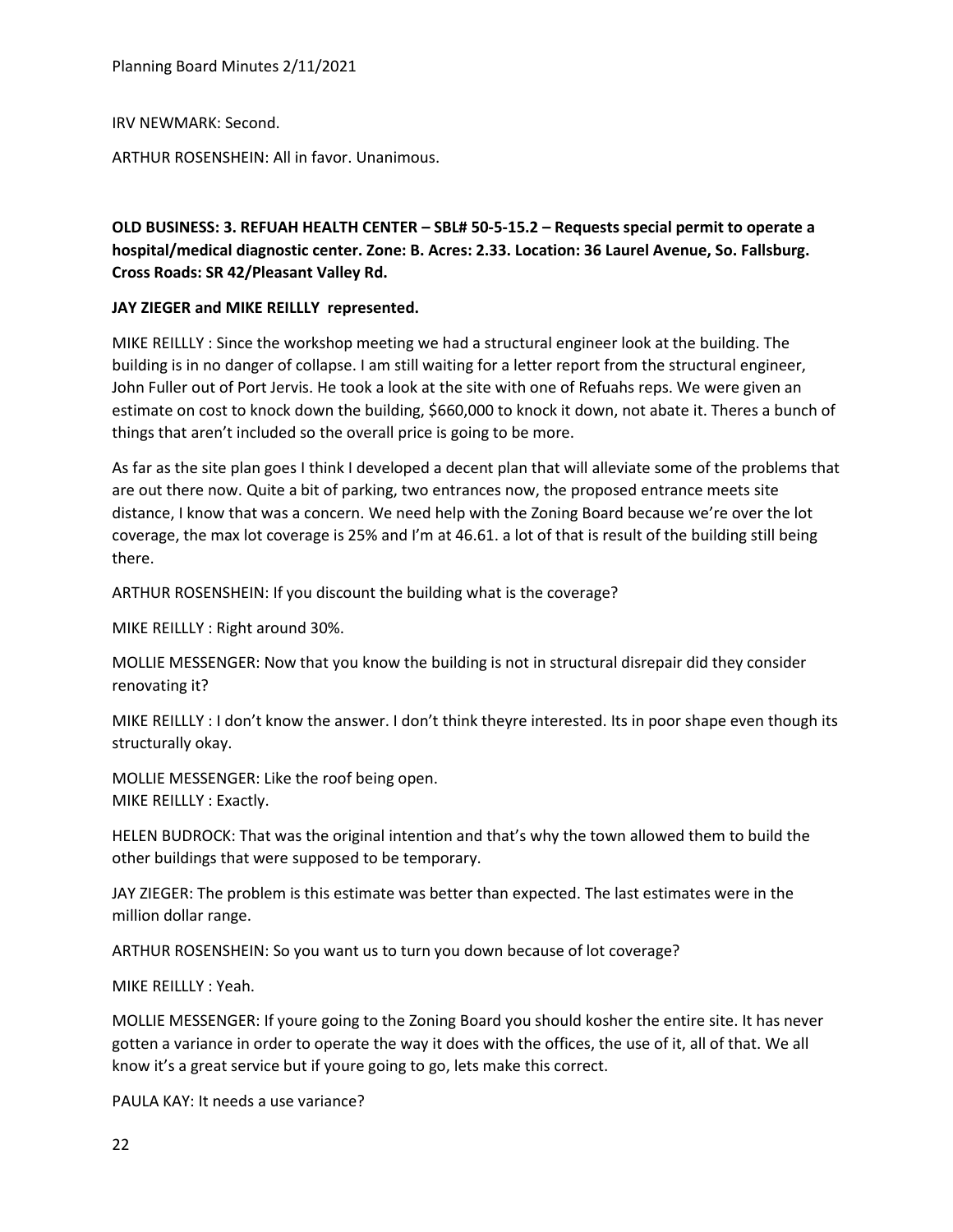IRV NEWMARK: Second.

ARTHUR ROSENSHEIN: All in favor. Unanimous.

**OLD BUSINESS: 3. REFUAH HEALTH CENTER – SBL# 50-5-15.2 – Requests special permit to operate a hospital/medical diagnostic center. Zone: B. Acres: 2.33. Location: 36 Laurel Avenue, So. Fallsburg. Cross Roads: SR 42/Pleasant Valley Rd.**

**JAY ZIEGER and MIKE REILLLY represented.**

MIKE REILLLY : Since the workshop meeting we had a structural engineer look at the building. The building is in no danger of collapse. I am still waiting for a letter report from the structural engineer, John Fuller out of Port Jervis. He took a look at the site with one of Refuahs reps. We were given an estimate on cost to knock down the building, $660,000 to knock it down, not abate it. Theres a bunch of things that aren't included so the overall price is going to be more.

As far as the site plan goes I think I developed a decent plan that will alleviate some of the problems that are out there now. Quite a bit of parking, two entrances now, the proposed entrance meets site distance, I know that was a concern. We need help with the Zoning Board because we're over the lot coverage, the max lot coverage is 25% and I'm at 46.61. a lot of that is result of the building still being there.

ARTHUR ROSENSHEIN: If you discount the building what is the coverage?

MIKE REILLLY : Right around 30%.

MOLLIE MESSENGER: Now that you know the building is not in structural disrepair did they consider renovating it?

MIKE REILLLY : I don't know the answer. I don't think theyre interested. Its in poor shape even though its structurally okay.

MOLLIE MESSENGER: Like the roof being open.
MIKE REILLLY : Exactly.

HELEN BUDROCK: That was the original intention and that's why the town allowed them to build the other buildings that were supposed to be temporary.

JAY ZIEGER: The problem is this estimate was better than expected. The last estimates were in the million dollar range.

ARTHUR ROSENSHEIN: So you want us to turn you down because of lot coverage?

MIKE REILLLY : Yeah.

MOLLIE MESSENGER: If youre going to the Zoning Board you should kosher the entire site. It has never gotten a variance in order to operate the way it does with the offices, the use of it, all of that. We all know it's a great service but if youre going to go, lets make this correct.

PAULA KAY: It needs a use variance?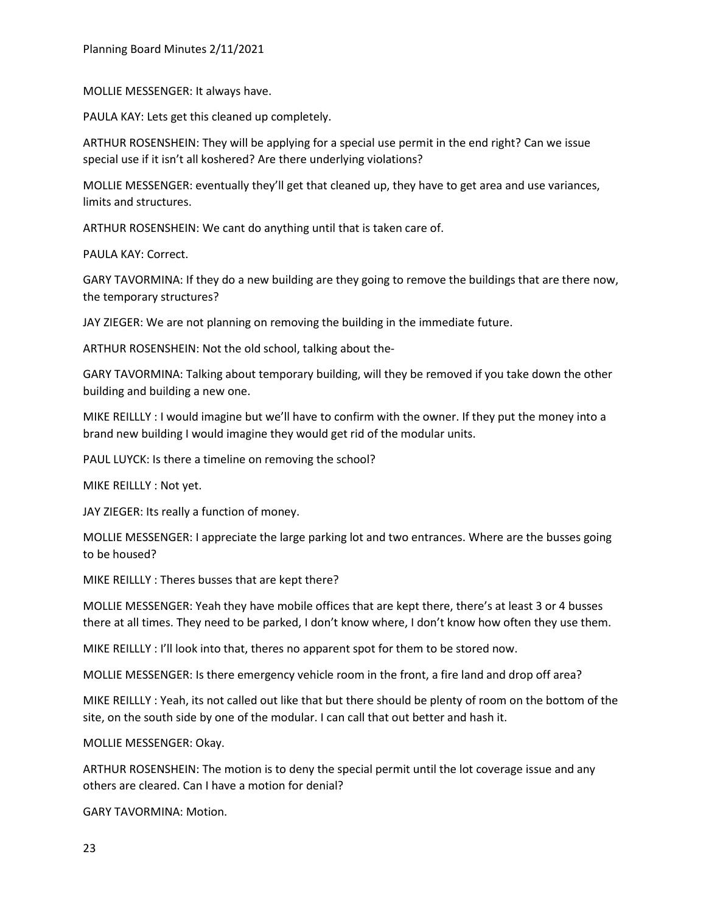MOLLIE MESSENGER: It always have.

PAULA KAY: Lets get this cleaned up completely.

ARTHUR ROSENSHEIN: They will be applying for a special use permit in the end right? Can we issue special use if it isn't all koshered? Are there underlying violations?

MOLLIE MESSENGER: eventually they'll get that cleaned up, they have to get area and use variances, limits and structures.

ARTHUR ROSENSHEIN: We cant do anything until that is taken care of.

PAULA KAY: Correct.

GARY TAVORMINA: If they do a new building are they going to remove the buildings that are there now, the temporary structures?

JAY ZIEGER: We are not planning on removing the building in the immediate future.

ARTHUR ROSENSHEIN: Not the old school, talking about the-

GARY TAVORMINA: Talking about temporary building, will they be removed if you take down the other building and building a new one.

MIKE REILLLY : I would imagine but we'll have to confirm with the owner. If they put the money into a brand new building I would imagine they would get rid of the modular units.

PAUL LUYCK: Is there a timeline on removing the school?

MIKE REILLLY : Not yet.

JAY ZIEGER: Its really a function of money.

MOLLIE MESSENGER: I appreciate the large parking lot and two entrances. Where are the busses going to be housed?

MIKE REILLLY : Theres busses that are kept there?

MOLLIE MESSENGER: Yeah they have mobile offices that are kept there, there's at least 3 or 4 busses there at all times. They need to be parked, I don't know where, I don't know how often they use them.

MIKE REILLLY : I'll look into that, theres no apparent spot for them to be stored now.

MOLLIE MESSENGER: Is there emergency vehicle room in the front, a fire land and drop off area?

MIKE REILLLY : Yeah, its not called out like that but there should be plenty of room on the bottom of the site, on the south side by one of the modular. I can call that out better and hash it.

MOLLIE MESSENGER: Okay.

ARTHUR ROSENSHEIN: The motion is to deny the special permit until the lot coverage issue and any others are cleared. Can I have a motion for denial?

GARY TAVORMINA: Motion.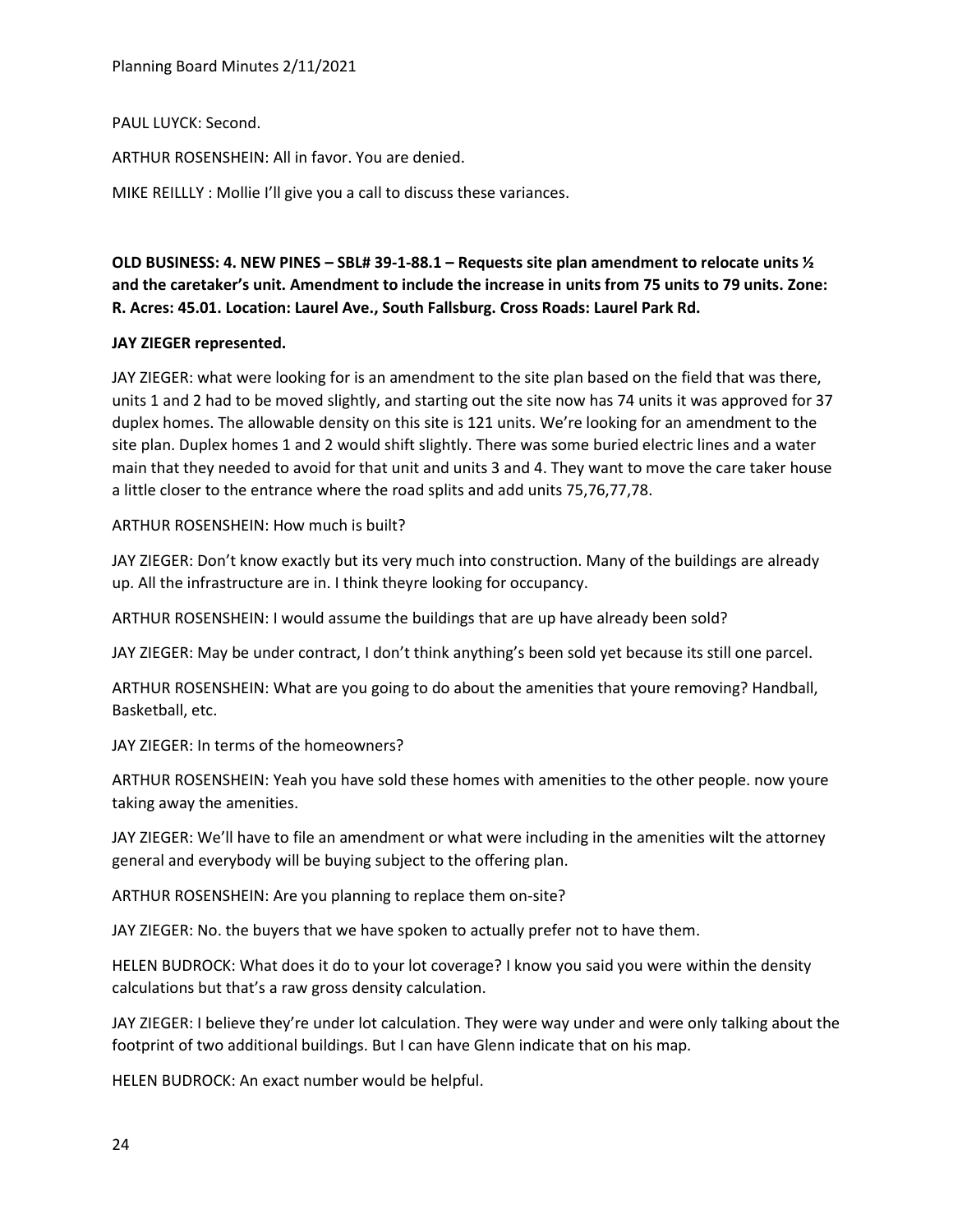PAUL LUYCK: Second.

ARTHUR ROSENSHEIN: All in favor. You are denied.

MIKE REILLLY : Mollie I'll give you a call to discuss these variances.

**OLD BUSINESS: 4. NEW PINES – SBL# 39-1-88.1 – Requests site plan amendment to relocate units ½ and the caretaker's unit. Amendment to include the increase in units from 75 units to 79 units. Zone: R. Acres: 45.01. Location: Laurel Ave., South Fallsburg. Cross Roads: Laurel Park Rd.**

**JAY ZIEGER represented.**

JAY ZIEGER: what were looking for is an amendment to the site plan based on the field that was there, units 1 and 2 had to be moved slightly, and starting out the site now has 74 units it was approved for 37 duplex homes. The allowable density on this site is 121 units. We're looking for an amendment to the site plan. Duplex homes 1 and 2 would shift slightly. There was some buried electric lines and a water main that they needed to avoid for that unit and units 3 and 4. They want to move the care taker house a little closer to the entrance where the road splits and add units 75,76,77,78.

ARTHUR ROSENSHEIN: How much is built?

JAY ZIEGER: Don't know exactly but its very much into construction. Many of the buildings are already up. All the infrastructure are in. I think theyre looking for occupancy.

ARTHUR ROSENSHEIN: I would assume the buildings that are up have already been sold?

JAY ZIEGER: May be under contract, I don't think anything's been sold yet because its still one parcel.

ARTHUR ROSENSHEIN: What are you going to do about the amenities that youre removing? Handball, Basketball, etc.

JAY ZIEGER: In terms of the homeowners?

ARTHUR ROSENSHEIN: Yeah you have sold these homes with amenities to the other people. now youre taking away the amenities.

JAY ZIEGER: We'll have to file an amendment or what were including in the amenities wilt the attorney general and everybody will be buying subject to the offering plan.

ARTHUR ROSENSHEIN: Are you planning to replace them on-site?

JAY ZIEGER: No. the buyers that we have spoken to actually prefer not to have them.

HELEN BUDROCK: What does it do to your lot coverage? I know you said you were within the density calculations but that's a raw gross density calculation.

JAY ZIEGER: I believe they're under lot calculation. They were way under and were only talking about the footprint of two additional buildings. But I can have Glenn indicate that on his map.

HELEN BUDROCK: An exact number would be helpful.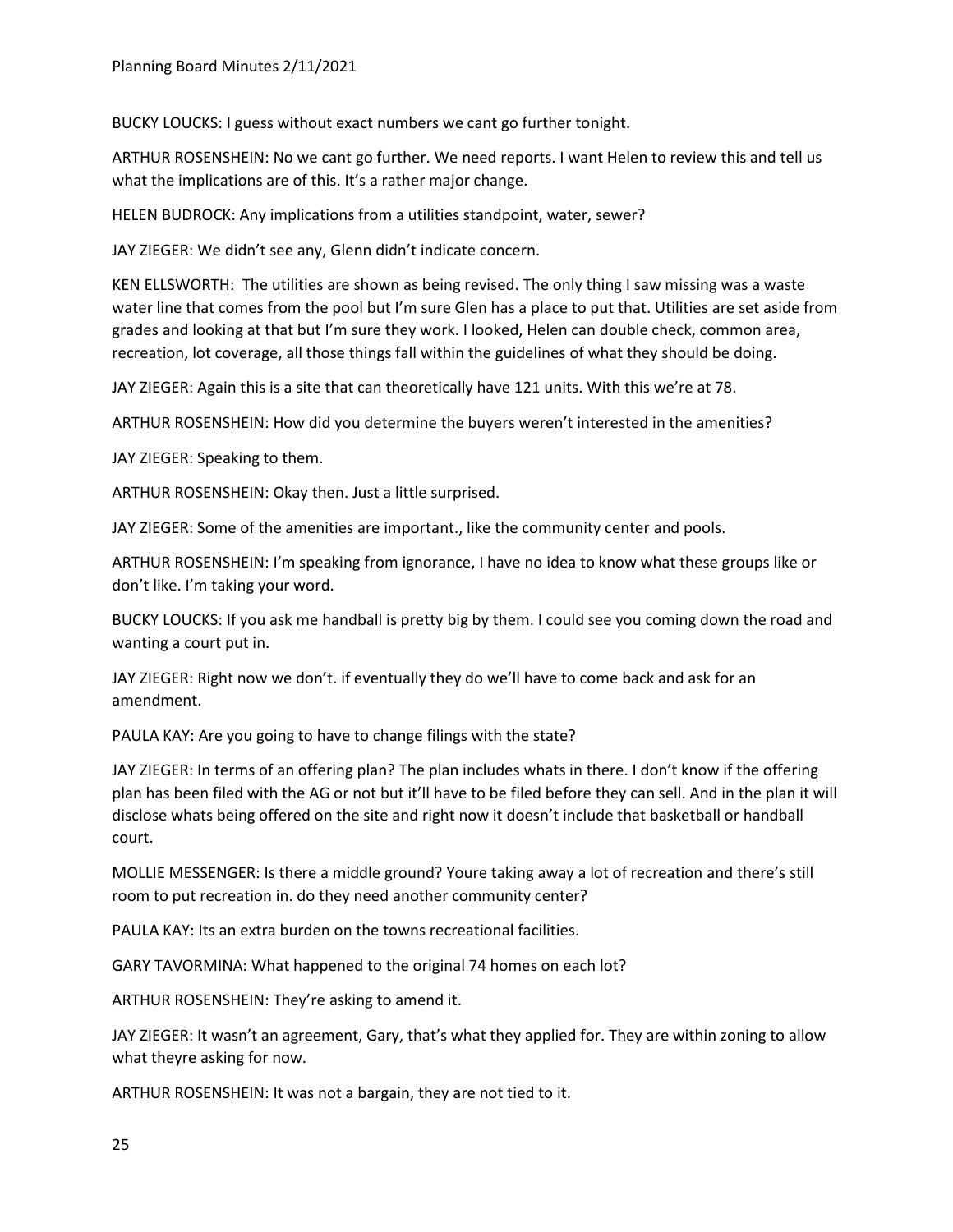BUCKY LOUCKS: I guess without exact numbers we cant go further tonight.

ARTHUR ROSENSHEIN: No we cant go further. We need reports. I want Helen to review this and tell us what the implications are of this. It's a rather major change.

HELEN BUDROCK: Any implications from a utilities standpoint, water, sewer?

JAY ZIEGER: We didn't see any, Glenn didn't indicate concern.

KEN ELLSWORTH: The utilities are shown as being revised. The only thing I saw missing was a waste water line that comes from the pool but I'm sure Glen has a place to put that. Utilities are set aside from grades and looking at that but I'm sure they work. I looked, Helen can double check, common area, recreation, lot coverage, all those things fall within the guidelines of what they should be doing.

JAY ZIEGER: Again this is a site that can theoretically have 121 units. With this we're at 78.

ARTHUR ROSENSHEIN: How did you determine the buyers weren't interested in the amenities?

JAY ZIEGER: Speaking to them.

ARTHUR ROSENSHEIN: Okay then. Just a little surprised.

JAY ZIEGER: Some of the amenities are important., like the community center and pools.

ARTHUR ROSENSHEIN: I'm speaking from ignorance, I have no idea to know what these groups like or don't like. I'm taking your word.

BUCKY LOUCKS: If you ask me handball is pretty big by them. I could see you coming down the road and wanting a court put in.

JAY ZIEGER: Right now we don't. if eventually they do we'll have to come back and ask for an amendment.

PAULA KAY: Are you going to have to change filings with the state?

JAY ZIEGER: In terms of an offering plan? The plan includes whats in there. I don't know if the offering plan has been filed with the AG or not but it'll have to be filed before they can sell. And in the plan it will disclose whats being offered on the site and right now it doesn't include that basketball or handball court.

MOLLIE MESSENGER: Is there a middle ground? Youre taking away a lot of recreation and there's still room to put recreation in. do they need another community center?

PAULA KAY: Its an extra burden on the towns recreational facilities.

GARY TAVORMINA: What happened to the original 74 homes on each lot?

ARTHUR ROSENSHEIN: They're asking to amend it.

JAY ZIEGER: It wasn't an agreement, Gary, that's what they applied for. They are within zoning to allow what theyre asking for now.

ARTHUR ROSENSHEIN: It was not a bargain, they are not tied to it.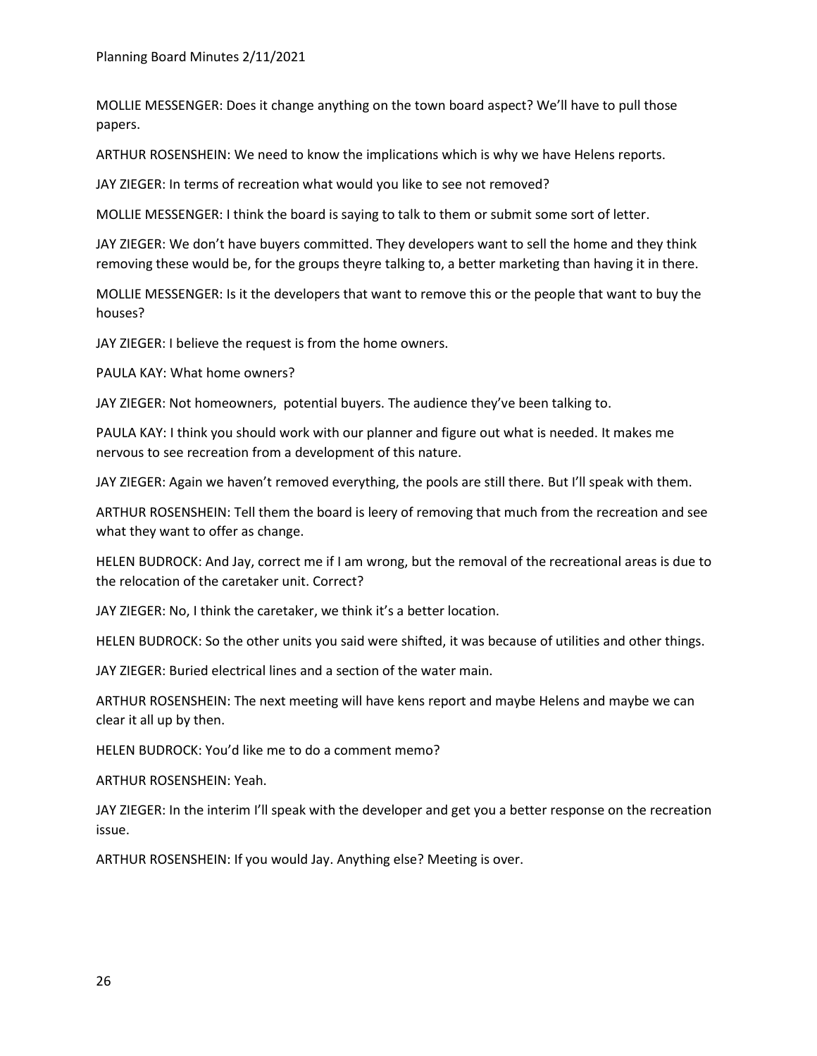MOLLIE MESSENGER: Does it change anything on the town board aspect? We'll have to pull those papers.

ARTHUR ROSENSHEIN: We need to know the implications which is why we have Helens reports.

JAY ZIEGER: In terms of recreation what would you like to see not removed?

MOLLIE MESSENGER: I think the board is saying to talk to them or submit some sort of letter.

JAY ZIEGER: We don't have buyers committed. They developers want to sell the home and they think removing these would be, for the groups theyre talking to, a better marketing than having it in there.

MOLLIE MESSENGER: Is it the developers that want to remove this or the people that want to buy the houses?

JAY ZIEGER: I believe the request is from the home owners.

PAULA KAY: What home owners?

JAY ZIEGER: Not homeowners, potential buyers. The audience they've been talking to.

PAULA KAY: I think you should work with our planner and figure out what is needed. It makes me nervous to see recreation from a development of this nature.

JAY ZIEGER: Again we haven't removed everything, the pools are still there. But I'll speak with them.

ARTHUR ROSENSHEIN: Tell them the board is leery of removing that much from the recreation and see what they want to offer as change.

HELEN BUDROCK: And Jay, correct me if I am wrong, but the removal of the recreational areas is due to the relocation of the caretaker unit. Correct?

JAY ZIEGER: No, I think the caretaker, we think it's a better location.

HELEN BUDROCK: So the other units you said were shifted, it was because of utilities and other things.

JAY ZIEGER: Buried electrical lines and a section of the water main.

ARTHUR ROSENSHEIN: The next meeting will have kens report and maybe Helens and maybe we can clear it all up by then.

HELEN BUDROCK: You'd like me to do a comment memo?

ARTHUR ROSENSHEIN: Yeah.

JAY ZIEGER: In the interim I'll speak with the developer and get you a better response on the recreation issue.

ARTHUR ROSENSHEIN: If you would Jay. Anything else? Meeting is over.